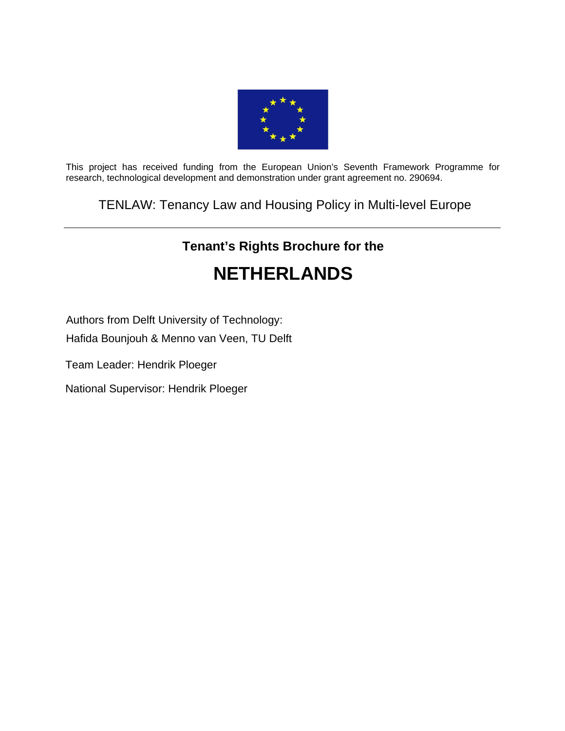This project has received funding from the European Union's Seventh Framework Programme for research, technological development and demonstration under grant agreement no. 290694.

TENLAW: Tenancy Law and Housing Policy in Multi-level Europe

---

**Tenant's Rights Brochure for the**

# NETHERLANDS

Authors from Delft University of Technology:

Hafida Bounjouh & Menno van Veen, TU Delft

Team Leader: Hendrik Ploeger

National Supervisor: Hendrik Ploeger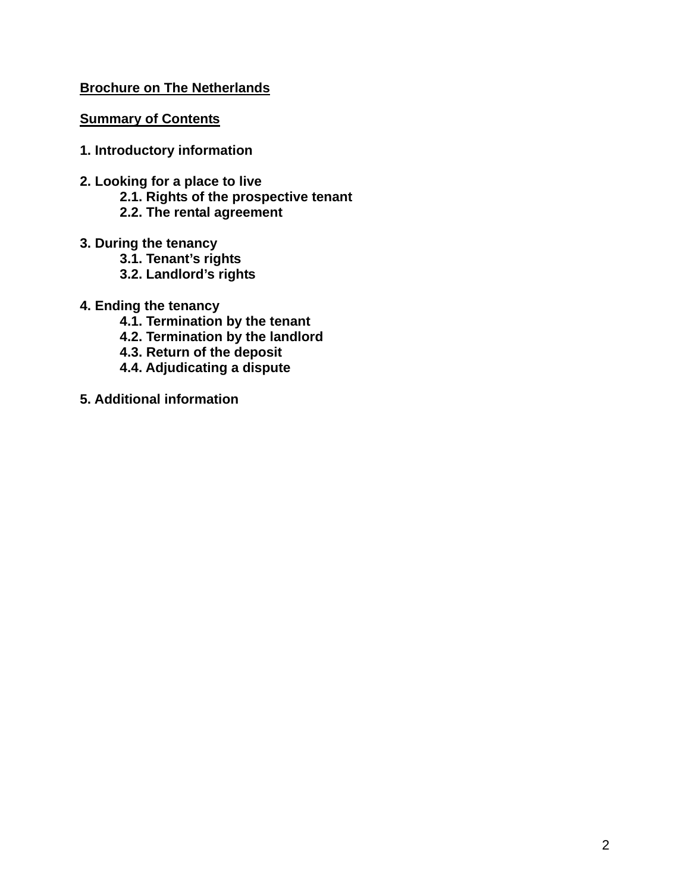**Brochure on The Netherlands**

**Summary of Contents**

**1. Introductory information**

**2. Looking for a place to live**
- **2.1. Rights of the prospective tenant**
- **2.2. The rental agreement**

**3. During the tenancy**
- **3.1. Tenant's rights**
- **3.2. Landlord's rights**

**4. Ending the tenancy**
- **4.1. Termination by the tenant**
- **4.2. Termination by the landlord**
- **4.3. Return of the deposit**
- **4.4. Adjudicating a dispute**

**5. Additional information**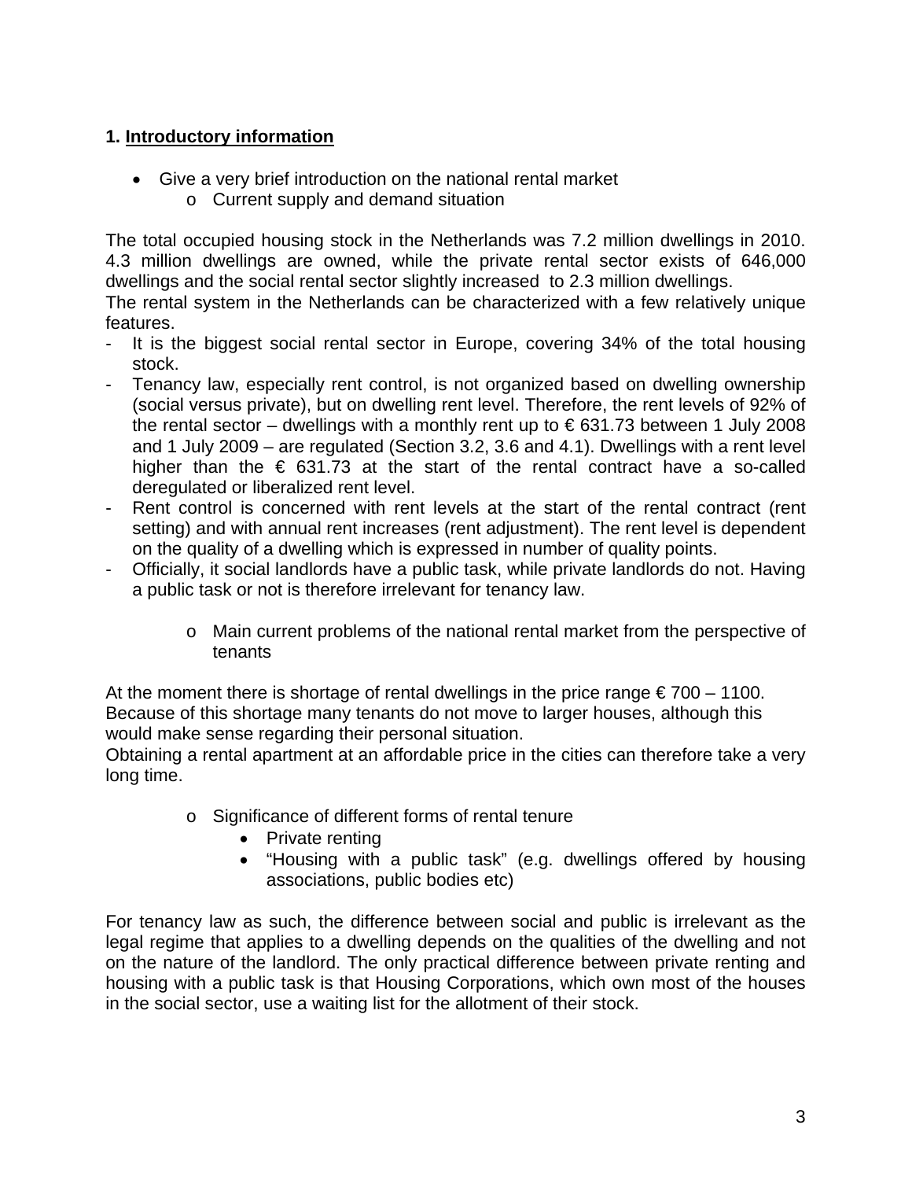## 1. Introductory information

- Give a very brief introduction on the national rental market
  - Current supply and demand situation

The total occupied housing stock in the Netherlands was 7.2 million dwellings in 2010. 4.3 million dwellings are owned, while the private rental sector exists of 646,000 dwellings and the social rental sector slightly increased to 2.3 million dwellings.

The rental system in the Netherlands can be characterized with a few relatively unique features.

- It is the biggest social rental sector in Europe, covering 34% of the total housing stock.
- Tenancy law, especially rent control, is not organized based on dwelling ownership (social versus private), but on dwelling rent level. Therefore, the rent levels of 92% of the rental sector – dwellings with a monthly rent up to € 631.73 between 1 July 2008 and 1 July 2009 – are regulated (Section 3.2, 3.6 and 4.1). Dwellings with a rent level higher than the € 631.73 at the start of the rental contract have a so-called deregulated or liberalized rent level.
- Rent control is concerned with rent levels at the start of the rental contract (rent setting) and with annual rent increases (rent adjustment). The rent level is dependent on the quality of a dwelling which is expressed in number of quality points.
- Officially, it social landlords have a public task, while private landlords do not. Having a public task or not is therefore irrelevant for tenancy law.

  - Main current problems of the national rental market from the perspective of tenants

At the moment there is shortage of rental dwellings in the price range € 700 – 1100. Because of this shortage many tenants do not move to larger houses, although this would make sense regarding their personal situation.

Obtaining a rental apartment at an affordable price in the cities can therefore take a very long time.

  - Significance of different forms of rental tenure
    - Private renting
    - "Housing with a public task" (e.g. dwellings offered by housing associations, public bodies etc)

For tenancy law as such, the difference between social and public is irrelevant as the legal regime that applies to a dwelling depends on the qualities of the dwelling and not on the nature of the landlord. The only practical difference between private renting and housing with a public task is that Housing Corporations, which own most of the houses in the social sector, use a waiting list for the allotment of their stock.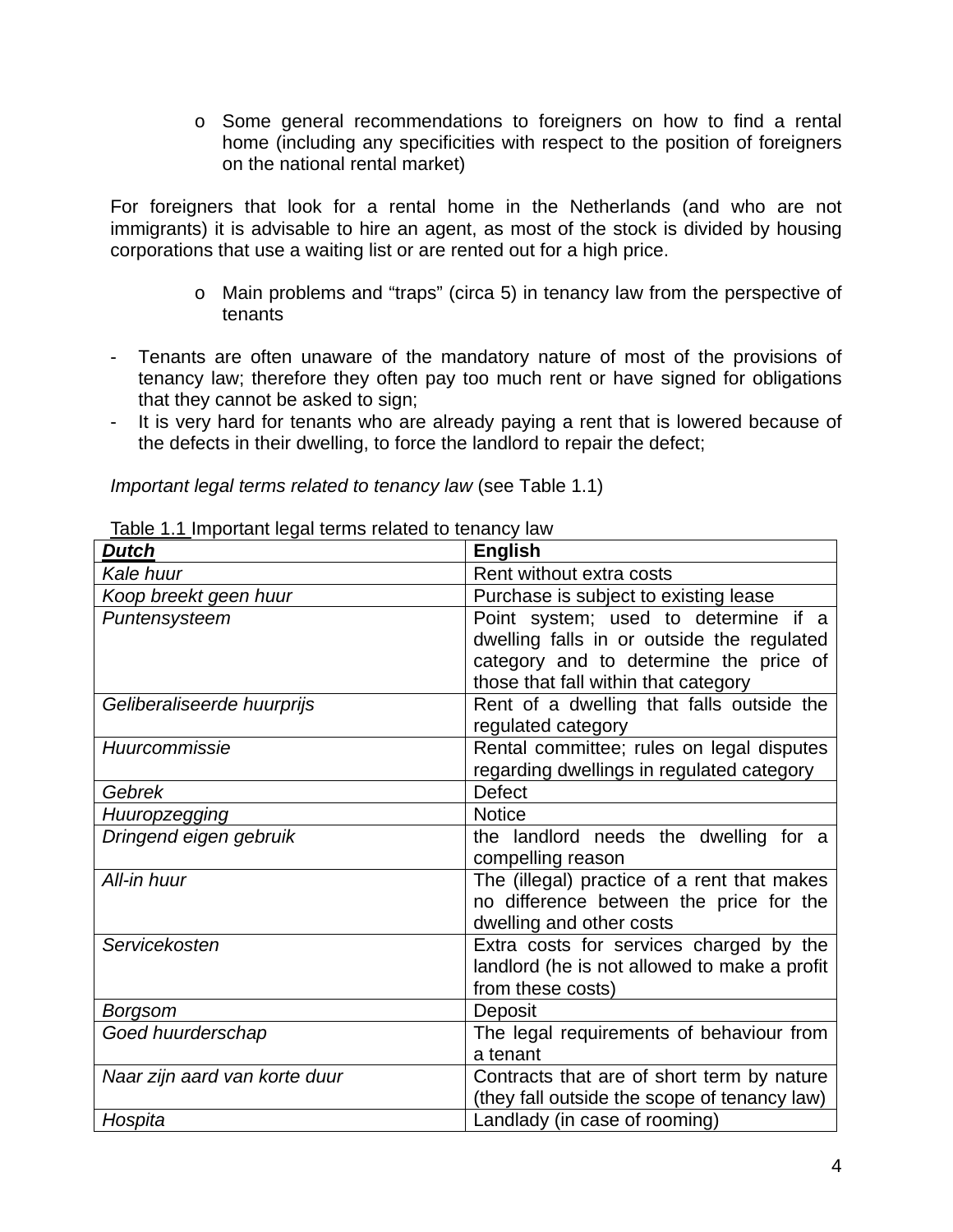- Some general recommendations to foreigners on how to find a rental home (including any specificities with respect to the position of foreigners on the national rental market)

For foreigners that look for a rental home in the Netherlands (and who are not immigrants) it is advisable to hire an agent, as most of the stock is divided by housing corporations that use a waiting list or are rented out for a high price.

- Main problems and "traps" (circa 5) in tenancy law from the perspective of tenants

- Tenants are often unaware of the mandatory nature of most of the provisions of tenancy law; therefore they often pay too much rent or have signed for obligations that they cannot be asked to sign;
- It is very hard for tenants who are already paying a rent that is lowered because of the defects in their dwelling, to force the landlord to repair the defect;

*Important legal terms related to tenancy law* (see Table 1.1)

Table 1.1 Important legal terms related to tenancy law

| ***Dutch*** | **English** |
|---|---|
| *Kale huur* | Rent without extra costs |
| *Koop breekt geen huur* | Purchase is subject to existing lease |
| *Puntensysteem* | Point system; used to determine if a dwelling falls in or outside the regulated category and to determine the price of those that fall within that category |
| *Geliberaliseerde huurprijs* | Rent of a dwelling that falls outside the regulated category |
| *Huurcommissie* | Rental committee; rules on legal disputes regarding dwellings in regulated category |
| *Gebrek* | Defect |
| *Huuropzegging* | Notice |
| *Dringend eigen gebruik* | the landlord needs the dwelling for a compelling reason |
| *All-in huur* | The (illegal) practice of a rent that makes no difference between the price for the dwelling and other costs |
| *Servicekosten* | Extra costs for services charged by the landlord (he is not allowed to make a profit from these costs) |
| *Borgsom* | Deposit |
| *Goed huurderschap* | The legal requirements of behaviour from a tenant |
| *Naar zijn aard van korte duur* | Contracts that are of short term by nature (they fall outside the scope of tenancy law) |
| *Hospita* | Landlady (in case of rooming) |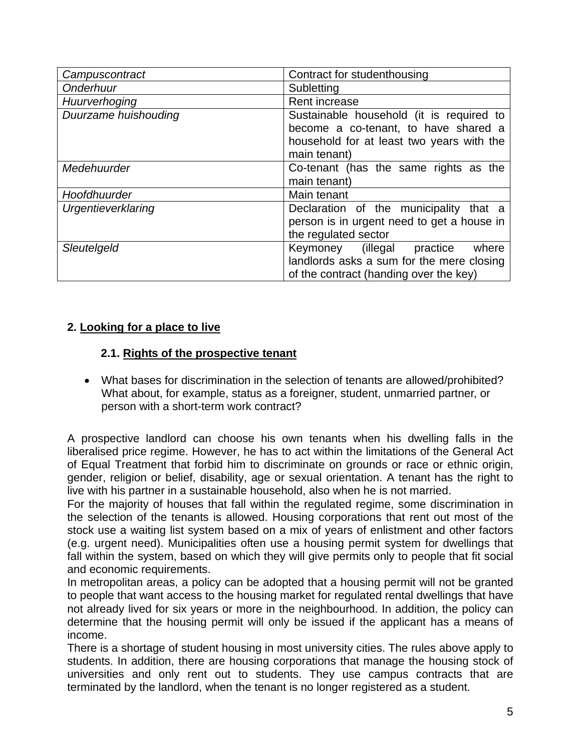| | |
|---|---|
| *Campuscontract* | Contract for studenthousing |
| *Onderhuur* | Subletting |
| *Huurverhoging* | Rent increase |
| *Duurzame huishouding* | Sustainable household (it is required to become a co-tenant, to have shared a household for at least two years with the main tenant) |
| *Medehuurder* | Co-tenant (has the same rights as the main tenant) |
| *Hoofdhuurder* | Main tenant |
| *Urgentieverklaring* | Declaration of the municipality that a person is in urgent need to get a house in the regulated sector |
| *Sleutelgeld* | Keymoney (illegal practice where landlords asks a sum for the mere closing of the contract (handing over the key) |

## 2. Looking for a place to live

### 2.1. Rights of the prospective tenant

- What bases for discrimination in the selection of tenants are allowed/prohibited? What about, for example, status as a foreigner, student, unmarried partner, or person with a short-term work contract?

A prospective landlord can choose his own tenants when his dwelling falls in the liberalised price regime. However, he has to act within the limitations of the General Act of Equal Treatment that forbid him to discriminate on grounds or race or ethnic origin, gender, religion or belief, disability, age or sexual orientation. A tenant has the right to live with his partner in a sustainable household, also when he is not married.
For the majority of houses that fall within the regulated regime, some discrimination in the selection of the tenants is allowed. Housing corporations that rent out most of the stock use a waiting list system based on a mix of years of enlistment and other factors (e.g. urgent need). Municipalities often use a housing permit system for dwellings that fall within the system, based on which they will give permits only to people that fit social and economic requirements.
In metropolitan areas, a policy can be adopted that a housing permit will not be granted to people that want access to the housing market for regulated rental dwellings that have not already lived for six years or more in the neighbourhood. In addition, the policy can determine that the housing permit will only be issued if the applicant has a means of income.
There is a shortage of student housing in most university cities. The rules above apply to students. In addition, there are housing corporations that manage the housing stock of universities and only rent out to students. They use campus contracts that are terminated by the landlord, when the tenant is no longer registered as a student.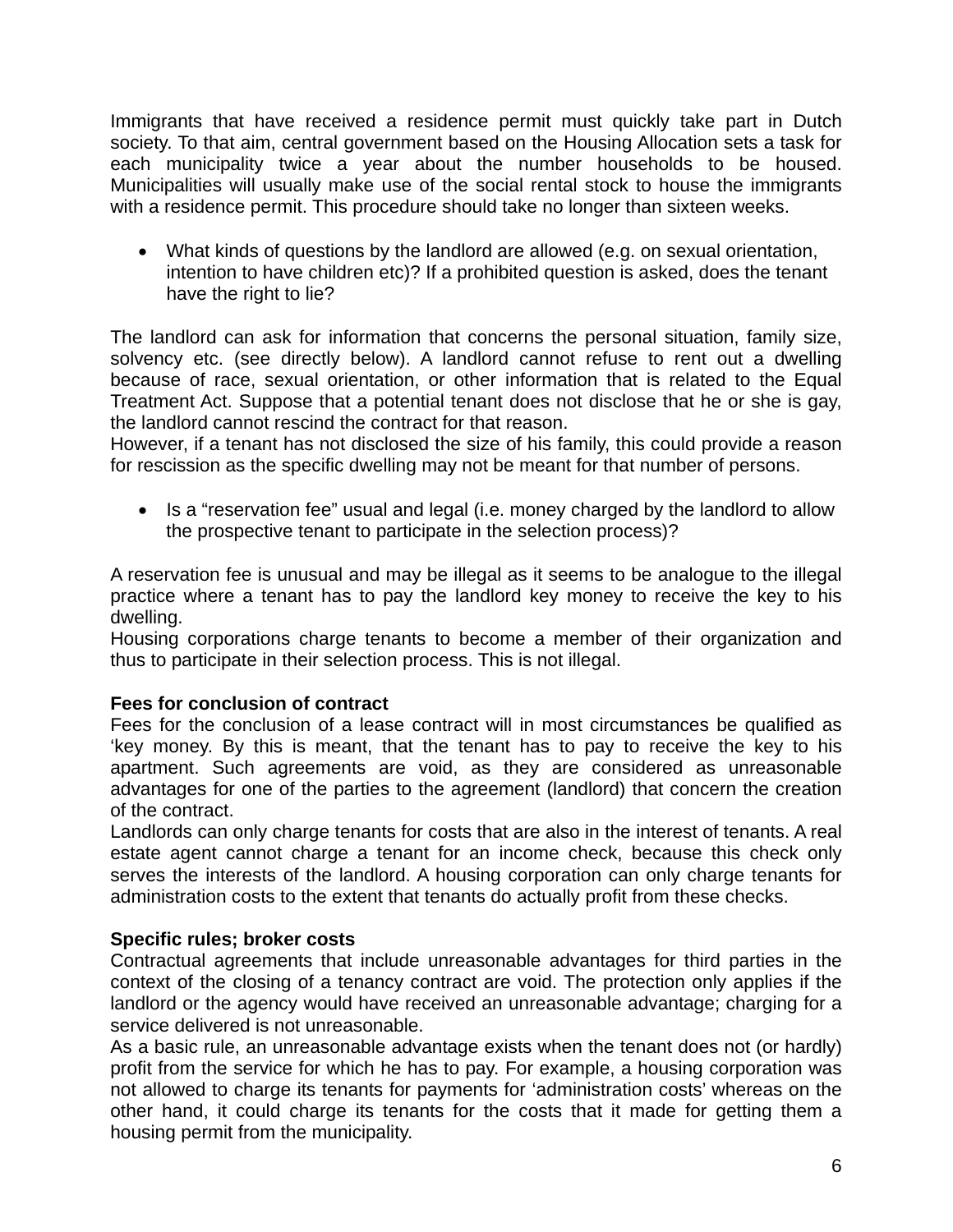Immigrants that have received a residence permit must quickly take part in Dutch society. To that aim, central government based on the Housing Allocation sets a task for each municipality twice a year about the number households to be housed. Municipalities will usually make use of the social rental stock to house the immigrants with a residence permit. This procedure should take no longer than sixteen weeks.

- What kinds of questions by the landlord are allowed (e.g. on sexual orientation, intention to have children etc)? If a prohibited question is asked, does the tenant have the right to lie?

The landlord can ask for information that concerns the personal situation, family size, solvency etc. (see directly below). A landlord cannot refuse to rent out a dwelling because of race, sexual orientation, or other information that is related to the Equal Treatment Act. Suppose that a potential tenant does not disclose that he or she is gay, the landlord cannot rescind the contract for that reason.
However, if a tenant has not disclosed the size of his family, this could provide a reason for rescission as the specific dwelling may not be meant for that number of persons.

- Is a "reservation fee" usual and legal (i.e. money charged by the landlord to allow the prospective tenant to participate in the selection process)?

A reservation fee is unusual and may be illegal as it seems to be analogue to the illegal practice where a tenant has to pay the landlord key money to receive the key to his dwelling.
Housing corporations charge tenants to become a member of their organization and thus to participate in their selection process. This is not illegal.

**Fees for conclusion of contract**
Fees for the conclusion of a lease contract will in most circumstances be qualified as 'key money. By this is meant, that the tenant has to pay to receive the key to his apartment. Such agreements are void, as they are considered as unreasonable advantages for one of the parties to the agreement (landlord) that concern the creation of the contract.
Landlords can only charge tenants for costs that are also in the interest of tenants. A real estate agent cannot charge a tenant for an income check, because this check only serves the interests of the landlord. A housing corporation can only charge tenants for administration costs to the extent that tenants do actually profit from these checks.

**Specific rules; broker costs**
Contractual agreements that include unreasonable advantages for third parties in the context of the closing of a tenancy contract are void. The protection only applies if the landlord or the agency would have received an unreasonable advantage; charging for a service delivered is not unreasonable.
As a basic rule, an unreasonable advantage exists when the tenant does not (or hardly) profit from the service for which he has to pay. For example, a housing corporation was not allowed to charge its tenants for payments for 'administration costs' whereas on the other hand, it could charge its tenants for the costs that it made for getting them a housing permit from the municipality.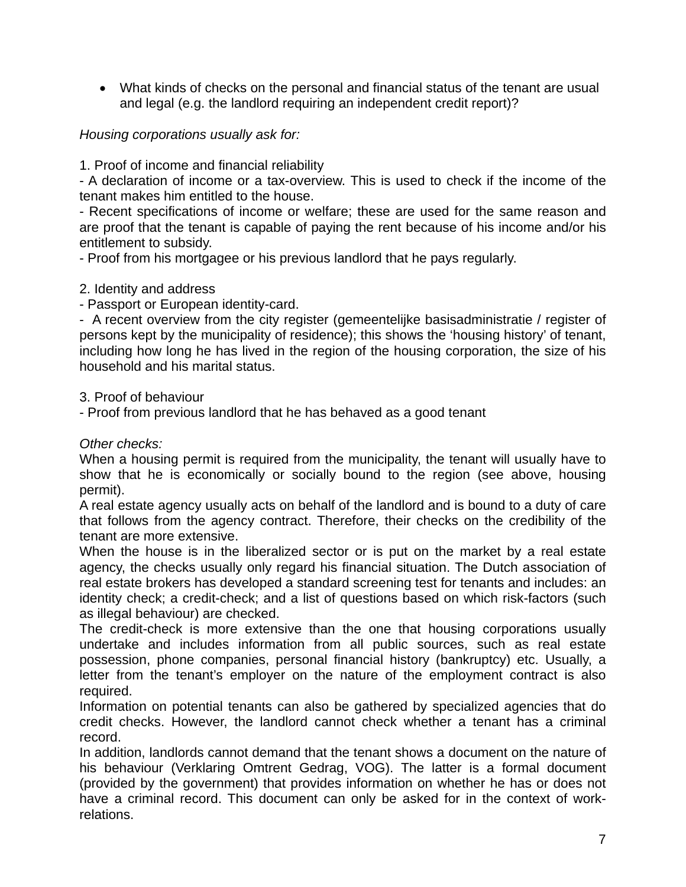- What kinds of checks on the personal and financial status of the tenant are usual and legal (e.g. the landlord requiring an independent credit report)?

*Housing corporations usually ask for:*

1. Proof of income and financial reliability
- A declaration of income or a tax-overview. This is used to check if the income of the tenant makes him entitled to the house.
- Recent specifications of income or welfare; these are used for the same reason and are proof that the tenant is capable of paying the rent because of his income and/or his entitlement to subsidy.
- Proof from his mortgagee or his previous landlord that he pays regularly.

2. Identity and address
- Passport or European identity-card.
- A recent overview from the city register (gemeentelijke basisadministratie / register of persons kept by the municipality of residence); this shows the 'housing history' of tenant, including how long he has lived in the region of the housing corporation, the size of his household and his marital status.

3. Proof of behaviour
- Proof from previous landlord that he has behaved as a good tenant

*Other checks:*
When a housing permit is required from the municipality, the tenant will usually have to show that he is economically or socially bound to the region (see above, housing permit).
A real estate agency usually acts on behalf of the landlord and is bound to a duty of care that follows from the agency contract. Therefore, their checks on the credibility of the tenant are more extensive.
When the house is in the liberalized sector or is put on the market by a real estate agency, the checks usually only regard his financial situation. The Dutch association of real estate brokers has developed a standard screening test for tenants and includes: an identity check; a credit-check; and a list of questions based on which risk-factors (such as illegal behaviour) are checked.
The credit-check is more extensive than the one that housing corporations usually undertake and includes information from all public sources, such as real estate possession, phone companies, personal financial history (bankruptcy) etc. Usually, a letter from the tenant's employer on the nature of the employment contract is also required.
Information on potential tenants can also be gathered by specialized agencies that do credit checks. However, the landlord cannot check whether a tenant has a criminal record.
In addition, landlords cannot demand that the tenant shows a document on the nature of his behaviour (Verklaring Omtrent Gedrag, VOG). The latter is a formal document (provided by the government) that provides information on whether he has or does not have a criminal record. This document can only be asked for in the context of work-relations.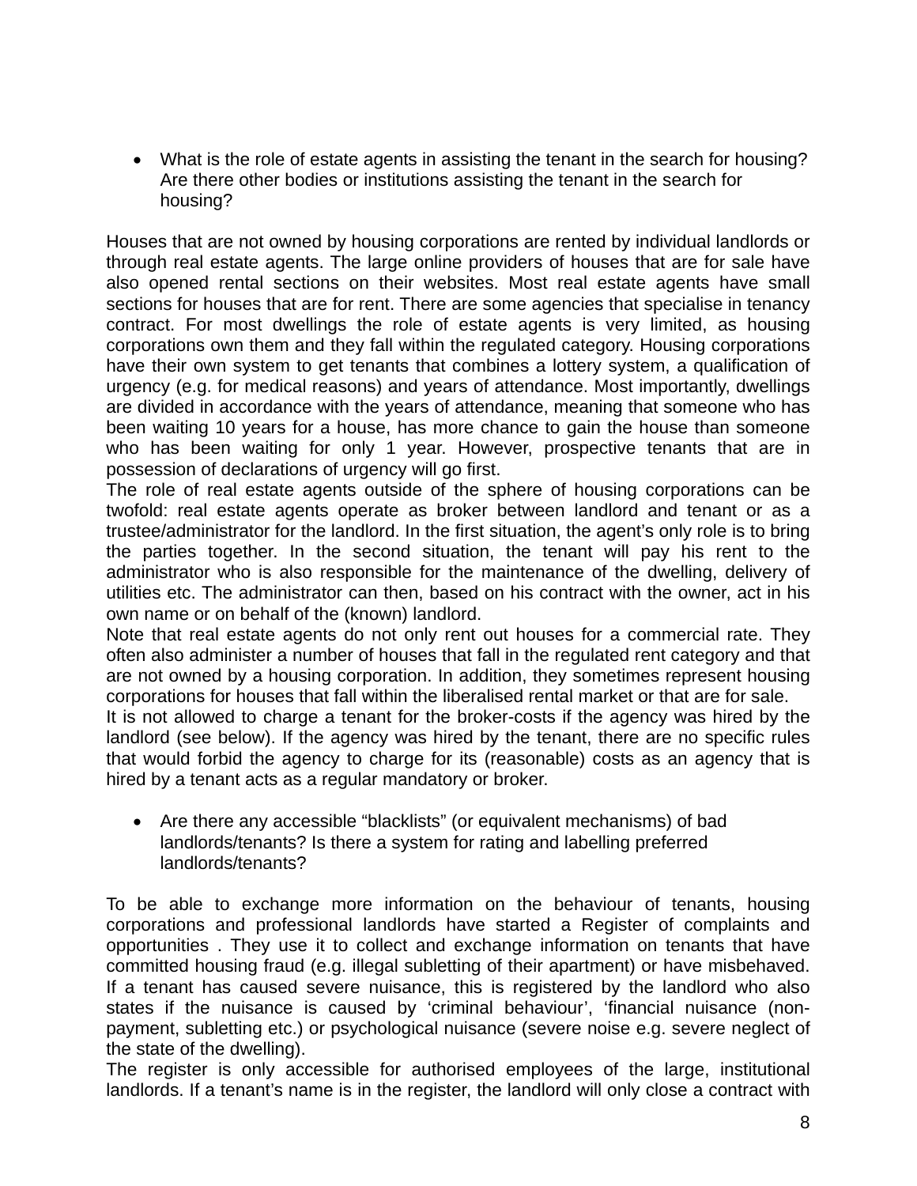- What is the role of estate agents in assisting the tenant in the search for housing? Are there other bodies or institutions assisting the tenant in the search for housing?

Houses that are not owned by housing corporations are rented by individual landlords or through real estate agents. The large online providers of houses that are for sale have also opened rental sections on their websites. Most real estate agents have small sections for houses that are for rent. There are some agencies that specialise in tenancy contract. For most dwellings the role of estate agents is very limited, as housing corporations own them and they fall within the regulated category. Housing corporations have their own system to get tenants that combines a lottery system, a qualification of urgency (e.g. for medical reasons) and years of attendance. Most importantly, dwellings are divided in accordance with the years of attendance, meaning that someone who has been waiting 10 years for a house, has more chance to gain the house than someone who has been waiting for only 1 year. However, prospective tenants that are in possession of declarations of urgency will go first.
The role of real estate agents outside of the sphere of housing corporations can be twofold: real estate agents operate as broker between landlord and tenant or as a trustee/administrator for the landlord. In the first situation, the agent's only role is to bring the parties together. In the second situation, the tenant will pay his rent to the administrator who is also responsible for the maintenance of the dwelling, delivery of utilities etc. The administrator can then, based on his contract with the owner, act in his own name or on behalf of the (known) landlord.
Note that real estate agents do not only rent out houses for a commercial rate. They often also administer a number of houses that fall in the regulated rent category and that are not owned by a housing corporation. In addition, they sometimes represent housing corporations for houses that fall within the liberalised rental market or that are for sale.
It is not allowed to charge a tenant for the broker-costs if the agency was hired by the landlord (see below). If the agency was hired by the tenant, there are no specific rules that would forbid the agency to charge for its (reasonable) costs as an agency that is hired by a tenant acts as a regular mandatory or broker.

- Are there any accessible "blacklists" (or equivalent mechanisms) of bad landlords/tenants? Is there a system for rating and labelling preferred landlords/tenants?

To be able to exchange more information on the behaviour of tenants, housing corporations and professional landlords have started a Register of complaints and opportunities . They use it to collect and exchange information on tenants that have committed housing fraud (e.g. illegal subletting of their apartment) or have misbehaved. If a tenant has caused severe nuisance, this is registered by the landlord who also states if the nuisance is caused by 'criminal behaviour', 'financial nuisance (non-payment, subletting etc.) or psychological nuisance (severe noise e.g. severe neglect of the state of the dwelling).
The register is only accessible for authorised employees of the large, institutional landlords. If a tenant's name is in the register, the landlord will only close a contract with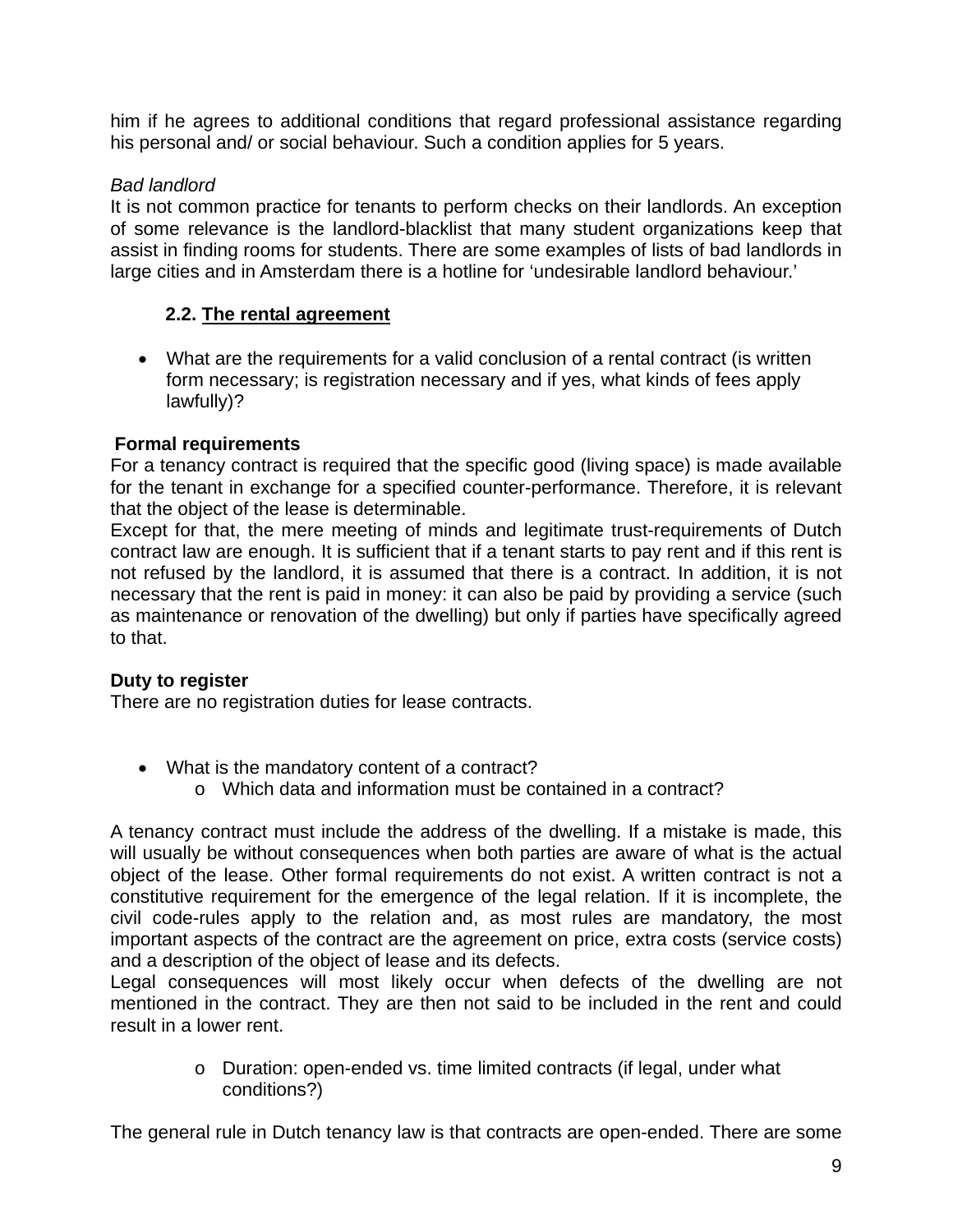him if he agrees to additional conditions that regard professional assistance regarding his personal and/ or social behaviour. Such a condition applies for 5 years.

*Bad landlord*

It is not common practice for tenants to perform checks on their landlords. An exception of some relevance is the landlord-blacklist that many student organizations keep that assist in finding rooms for students. There are some examples of lists of bad landlords in large cities and in Amsterdam there is a hotline for 'undesirable landlord behaviour.'

### 2.2. The rental agreement

- What are the requirements for a valid conclusion of a rental contract (is written form necessary; is registration necessary and if yes, what kinds of fees apply lawfully)?

**Formal requirements**

For a tenancy contract is required that the specific good (living space) is made available for the tenant in exchange for a specified counter-performance. Therefore, it is relevant that the object of the lease is determinable.

Except for that, the mere meeting of minds and legitimate trust-requirements of Dutch contract law are enough. It is sufficient that if a tenant starts to pay rent and if this rent is not refused by the landlord, it is assumed that there is a contract. In addition, it is not necessary that the rent is paid in money: it can also be paid by providing a service (such as maintenance or renovation of the dwelling) but only if parties have specifically agreed to that.

**Duty to register**

There are no registration duties for lease contracts.

- What is the mandatory content of a contract?
  - Which data and information must be contained in a contract?

A tenancy contract must include the address of the dwelling. If a mistake is made, this will usually be without consequences when both parties are aware of what is the actual object of the lease. Other formal requirements do not exist. A written contract is not a constitutive requirement for the emergence of the legal relation. If it is incomplete, the civil code-rules apply to the relation and, as most rules are mandatory, the most important aspects of the contract are the agreement on price, extra costs (service costs) and a description of the object of lease and its defects.

Legal consequences will most likely occur when defects of the dwelling are not mentioned in the contract. They are then not said to be included in the rent and could result in a lower rent.

  - Duration: open-ended vs. time limited contracts (if legal, under what conditions?)

The general rule in Dutch tenancy law is that contracts are open-ended. There are some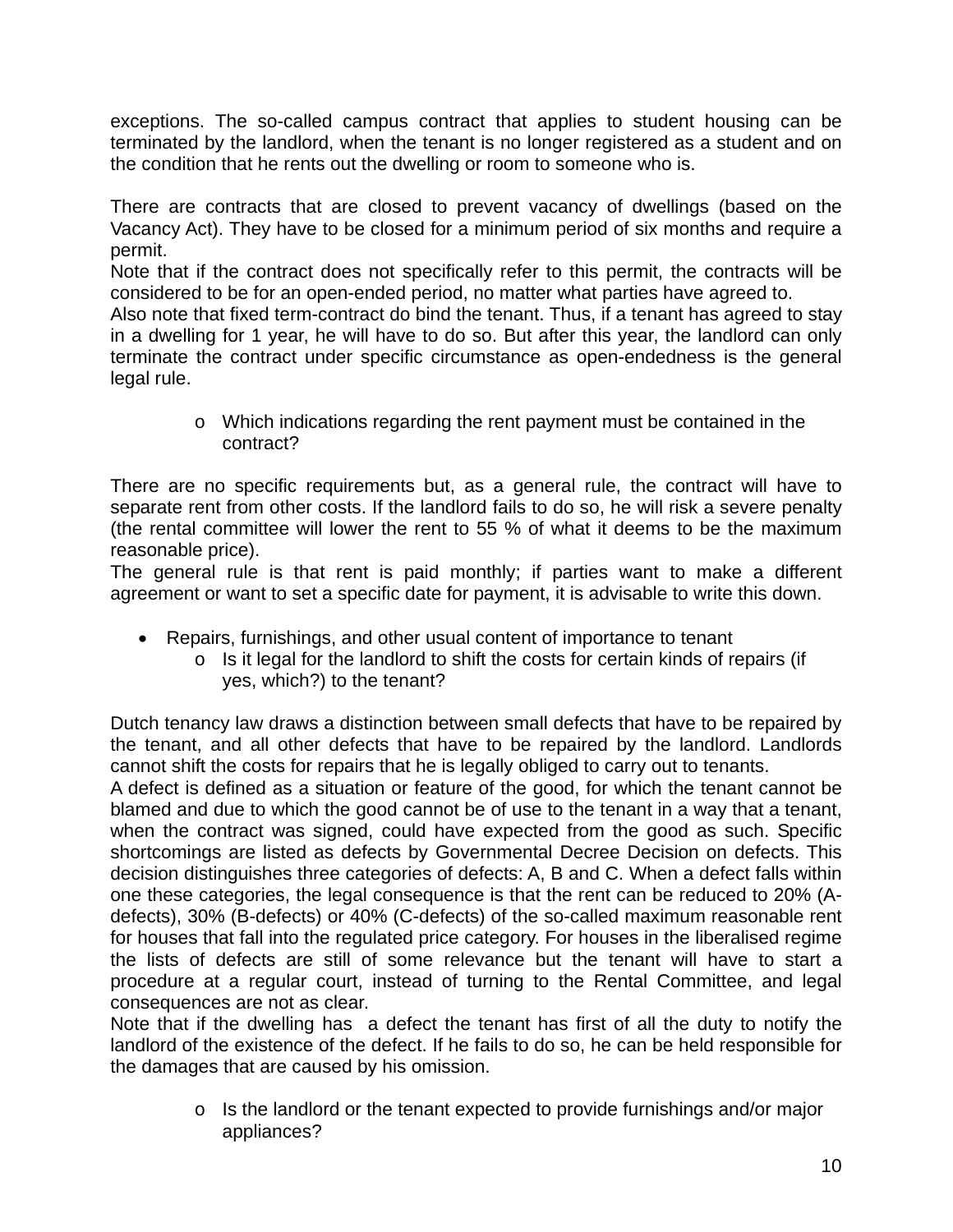exceptions. The so-called campus contract that applies to student housing can be terminated by the landlord, when the tenant is no longer registered as a student and on the condition that he rents out the dwelling or room to someone who is.

There are contracts that are closed to prevent vacancy of dwellings (based on the Vacancy Act). They have to be closed for a minimum period of six months and require a permit.
Note that if the contract does not specifically refer to this permit, the contracts will be considered to be for an open-ended period, no matter what parties have agreed to.
Also note that fixed term-contract do bind the tenant. Thus, if a tenant has agreed to stay in a dwelling for 1 year, he will have to do so. But after this year, the landlord can only terminate the contract under specific circumstance as open-endedness is the general legal rule.

- Which indications regarding the rent payment must be contained in the contract?

There are no specific requirements but, as a general rule, the contract will have to separate rent from other costs. If the landlord fails to do so, he will risk a severe penalty (the rental committee will lower the rent to 55 % of what it deems to be the maximum reasonable price).
The general rule is that rent is paid monthly; if parties want to make a different agreement or want to set a specific date for payment, it is advisable to write this down.

- Repairs, furnishings, and other usual content of importance to tenant
  - Is it legal for the landlord to shift the costs for certain kinds of repairs (if yes, which?) to the tenant?

Dutch tenancy law draws a distinction between small defects that have to be repaired by the tenant, and all other defects that have to be repaired by the landlord. Landlords cannot shift the costs for repairs that he is legally obliged to carry out to tenants.
A defect is defined as a situation or feature of the good, for which the tenant cannot be blamed and due to which the good cannot be of use to the tenant in a way that a tenant, when the contract was signed, could have expected from the good as such. Specific shortcomings are listed as defects by Governmental Decree Decision on defects. This decision distinguishes three categories of defects: A, B and C. When a defect falls within one these categories, the legal consequence is that the rent can be reduced to 20% (A-defects), 30% (B-defects) or 40% (C-defects) of the so-called maximum reasonable rent for houses that fall into the regulated price category. For houses in the liberalised regime the lists of defects are still of some relevance but the tenant will have to start a procedure at a regular court, instead of turning to the Rental Committee, and legal consequences are not as clear.
Note that if the dwelling has a defect the tenant has first of all the duty to notify the landlord of the existence of the defect. If he fails to do so, he can be held responsible for the damages that are caused by his omission.

- Is the landlord or the tenant expected to provide furnishings and/or major appliances?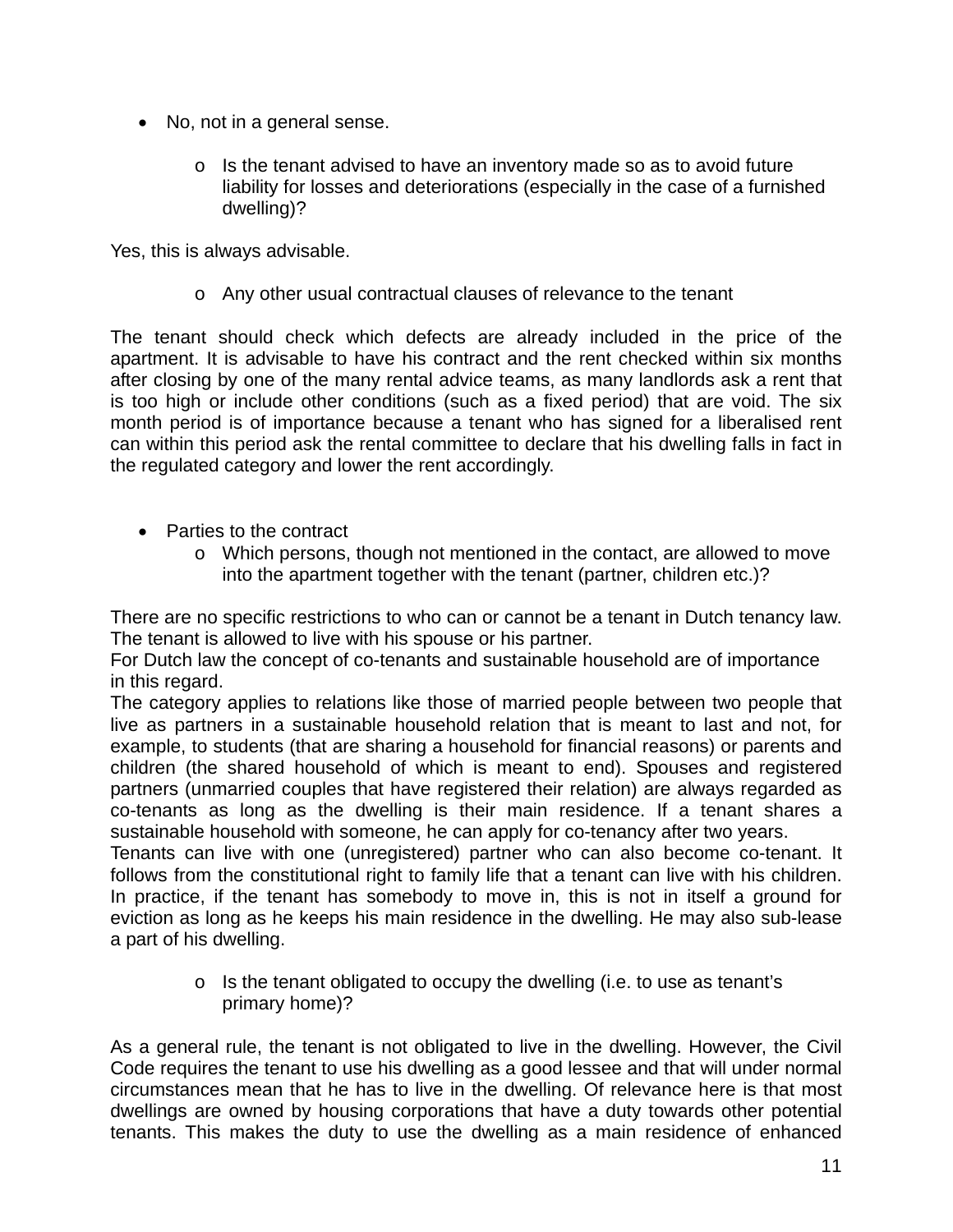- No, not in a general sense.

    - Is the tenant advised to have an inventory made so as to avoid future liability for losses and deteriorations (especially in the case of a furnished dwelling)?

Yes, this is always advisable.

    - Any other usual contractual clauses of relevance to the tenant

The tenant should check which defects are already included in the price of the apartment. It is advisable to have his contract and the rent checked within six months after closing by one of the many rental advice teams, as many landlords ask a rent that is too high or include other conditions (such as a fixed period) that are void. The six month period is of importance because a tenant who has signed for a liberalised rent can within this period ask the rental committee to declare that his dwelling falls in fact in the regulated category and lower the rent accordingly.

- Parties to the contract
    - Which persons, though not mentioned in the contact, are allowed to move into the apartment together with the tenant (partner, children etc.)?

There are no specific restrictions to who can or cannot be a tenant in Dutch tenancy law. The tenant is allowed to live with his spouse or his partner.
For Dutch law the concept of co-tenants and sustainable household are of importance in this regard.
The category applies to relations like those of married people between two people that live as partners in a sustainable household relation that is meant to last and not, for example, to students (that are sharing a household for financial reasons) or parents and children (the shared household of which is meant to end). Spouses and registered partners (unmarried couples that have registered their relation) are always regarded as co-tenants as long as the dwelling is their main residence. If a tenant shares a sustainable household with someone, he can apply for co-tenancy after two years.
Tenants can live with one (unregistered) partner who can also become co-tenant. It follows from the constitutional right to family life that a tenant can live with his children. In practice, if the tenant has somebody to move in, this is not in itself a ground for eviction as long as he keeps his main residence in the dwelling. He may also sub-lease a part of his dwelling.

    - Is the tenant obligated to occupy the dwelling (i.e. to use as tenant's primary home)?

As a general rule, the tenant is not obligated to live in the dwelling. However, the Civil Code requires the tenant to use his dwelling as a good lessee and that will under normal circumstances mean that he has to live in the dwelling. Of relevance here is that most dwellings are owned by housing corporations that have a duty towards other potential tenants. This makes the duty to use the dwelling as a main residence of enhanced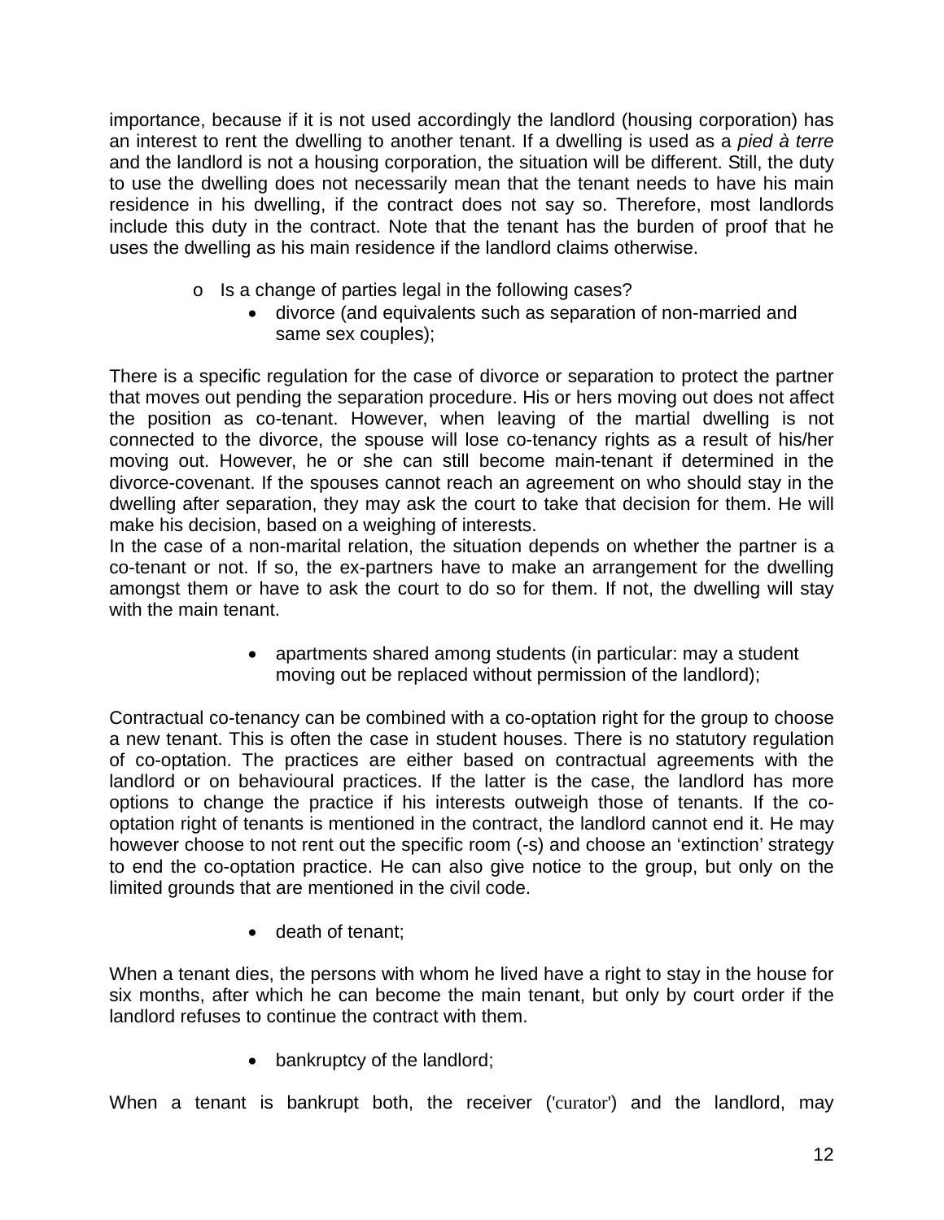importance, because if it is not used accordingly the landlord (housing corporation) has an interest to rent the dwelling to another tenant. If a dwelling is used as a *pied à terre* and the landlord is not a housing corporation, the situation will be different. Still, the duty to use the dwelling does not necessarily mean that the tenant needs to have his main residence in his dwelling, if the contract does not say so. Therefore, most landlords include this duty in the contract. Note that the tenant has the burden of proof that he uses the dwelling as his main residence if the landlord claims otherwise.

- Is a change of parties legal in the following cases?
  - divorce (and equivalents such as separation of non-married and same sex couples);

There is a specific regulation for the case of divorce or separation to protect the partner that moves out pending the separation procedure. His or hers moving out does not affect the position as co-tenant. However, when leaving of the martial dwelling is not connected to the divorce, the spouse will lose co-tenancy rights as a result of his/her moving out. However, he or she can still become main-tenant if determined in the divorce-covenant. If the spouses cannot reach an agreement on who should stay in the dwelling after separation, they may ask the court to take that decision for them. He will make his decision, based on a weighing of interests.
In the case of a non-marital relation, the situation depends on whether the partner is a co-tenant or not. If so, the ex-partners have to make an arrangement for the dwelling amongst them or have to ask the court to do so for them. If not, the dwelling will stay with the main tenant.

  - apartments shared among students (in particular: may a student moving out be replaced without permission of the landlord);

Contractual co-tenancy can be combined with a co-optation right for the group to choose a new tenant. This is often the case in student houses. There is no statutory regulation of co-optation. The practices are either based on contractual agreements with the landlord or on behavioural practices. If the latter is the case, the landlord has more options to change the practice if his interests outweigh those of tenants. If the co-optation right of tenants is mentioned in the contract, the landlord cannot end it. He may however choose to not rent out the specific room (-s) and choose an 'extinction' strategy to end the co-optation practice. He can also give notice to the group, but only on the limited grounds that are mentioned in the civil code.

  - death of tenant;

When a tenant dies, the persons with whom he lived have a right to stay in the house for six months, after which he can become the main tenant, but only by court order if the landlord refuses to continue the contract with them.

  - bankruptcy of the landlord;

When a tenant is bankrupt both, the receiver ('curator') and the landlord, may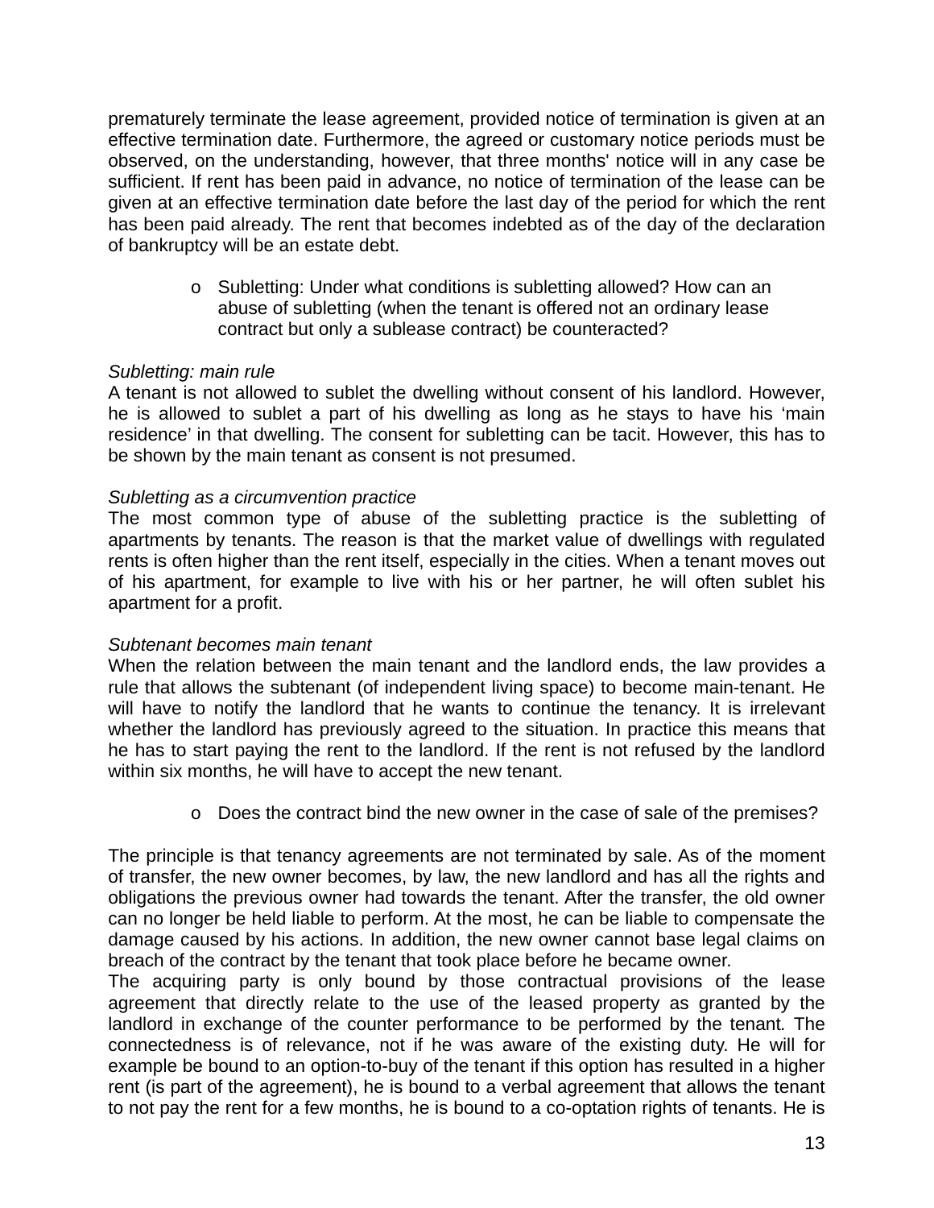prematurely terminate the lease agreement, provided notice of termination is given at an effective termination date. Furthermore, the agreed or customary notice periods must be observed, on the understanding, however, that three months' notice will in any case be sufficient. If rent has been paid in advance, no notice of termination of the lease can be given at an effective termination date before the last day of the period for which the rent has been paid already. The rent that becomes indebted as of the day of the declaration of bankruptcy will be an estate debt.

- Subletting: Under what conditions is subletting allowed? How can an abuse of subletting (when the tenant is offered not an ordinary lease contract but only a sublease contract) be counteracted?

*Subletting: main rule*

A tenant is not allowed to sublet the dwelling without consent of his landlord. However, he is allowed to sublet a part of his dwelling as long as he stays to have his 'main residence' in that dwelling. The consent for subletting can be tacit. However, this has to be shown by the main tenant as consent is not presumed.

*Subletting as a circumvention practice*

The most common type of abuse of the subletting practice is the subletting of apartments by tenants. The reason is that the market value of dwellings with regulated rents is often higher than the rent itself, especially in the cities. When a tenant moves out of his apartment, for example to live with his or her partner, he will often sublet his apartment for a profit.

*Subtenant becomes main tenant*

When the relation between the main tenant and the landlord ends, the law provides a rule that allows the subtenant (of independent living space) to become main-tenant. He will have to notify the landlord that he wants to continue the tenancy. It is irrelevant whether the landlord has previously agreed to the situation. In practice this means that he has to start paying the rent to the landlord. If the rent is not refused by the landlord within six months, he will have to accept the new tenant.

- Does the contract bind the new owner in the case of sale of the premises?

The principle is that tenancy agreements are not terminated by sale. As of the moment of transfer, the new owner becomes, by law, the new landlord and has all the rights and obligations the previous owner had towards the tenant. After the transfer, the old owner can no longer be held liable to perform. At the most, he can be liable to compensate the damage caused by his actions. In addition, the new owner cannot base legal claims on breach of the contract by the tenant that took place before he became owner.

The acquiring party is only bound by those contractual provisions of the lease agreement that directly relate to the use of the leased property as granted by the landlord in exchange of the counter performance to be performed by the tenant. The connectedness is of relevance, not if he was aware of the existing duty. He will for example be bound to an option-to-buy of the tenant if this option has resulted in a higher rent (is part of the agreement), he is bound to a verbal agreement that allows the tenant to not pay the rent for a few months, he is bound to a co-optation rights of tenants. He is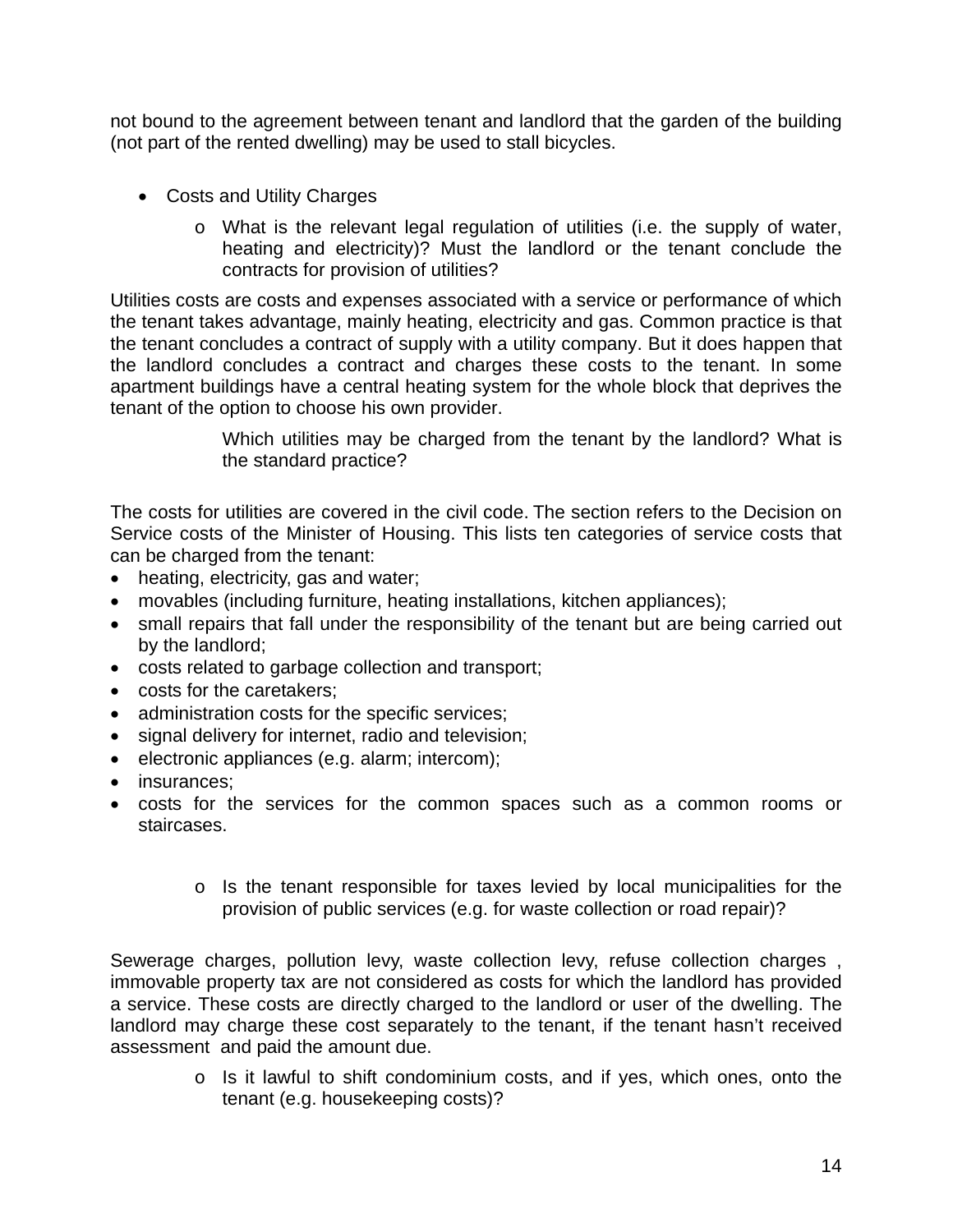not bound to the agreement between tenant and landlord that the garden of the building (not part of the rented dwelling) may be used to stall bicycles.

- Costs and Utility Charges
  - What is the relevant legal regulation of utilities (i.e. the supply of water, heating and electricity)? Must the landlord or the tenant conclude the contracts for provision of utilities?

Utilities costs are costs and expenses associated with a service or performance of which the tenant takes advantage, mainly heating, electricity and gas. Common practice is that the tenant concludes a contract of supply with a utility company. But it does happen that the landlord concludes a contract and charges these costs to the tenant. In some apartment buildings have a central heating system for the whole block that deprives the tenant of the option to choose his own provider.

Which utilities may be charged from the tenant by the landlord? What is the standard practice?

The costs for utilities are covered in the civil code. The section refers to the Decision on Service costs of the Minister of Housing. This lists ten categories of service costs that can be charged from the tenant:

- heating, electricity, gas and water;
- movables (including furniture, heating installations, kitchen appliances);
- small repairs that fall under the responsibility of the tenant but are being carried out by the landlord;
- costs related to garbage collection and transport;
- costs for the caretakers;
- administration costs for the specific services;
- signal delivery for internet, radio and television;
- electronic appliances (e.g. alarm; intercom);
- insurances;
- costs for the services for the common spaces such as a common rooms or staircases.

  - Is the tenant responsible for taxes levied by local municipalities for the provision of public services (e.g. for waste collection or road repair)?

Sewerage charges, pollution levy, waste collection levy, refuse collection charges , immovable property tax are not considered as costs for which the landlord has provided a service. These costs are directly charged to the landlord or user of the dwelling. The landlord may charge these cost separately to the tenant, if the tenant hasn't received assessment and paid the amount due.

  - Is it lawful to shift condominium costs, and if yes, which ones, onto the tenant (e.g. housekeeping costs)?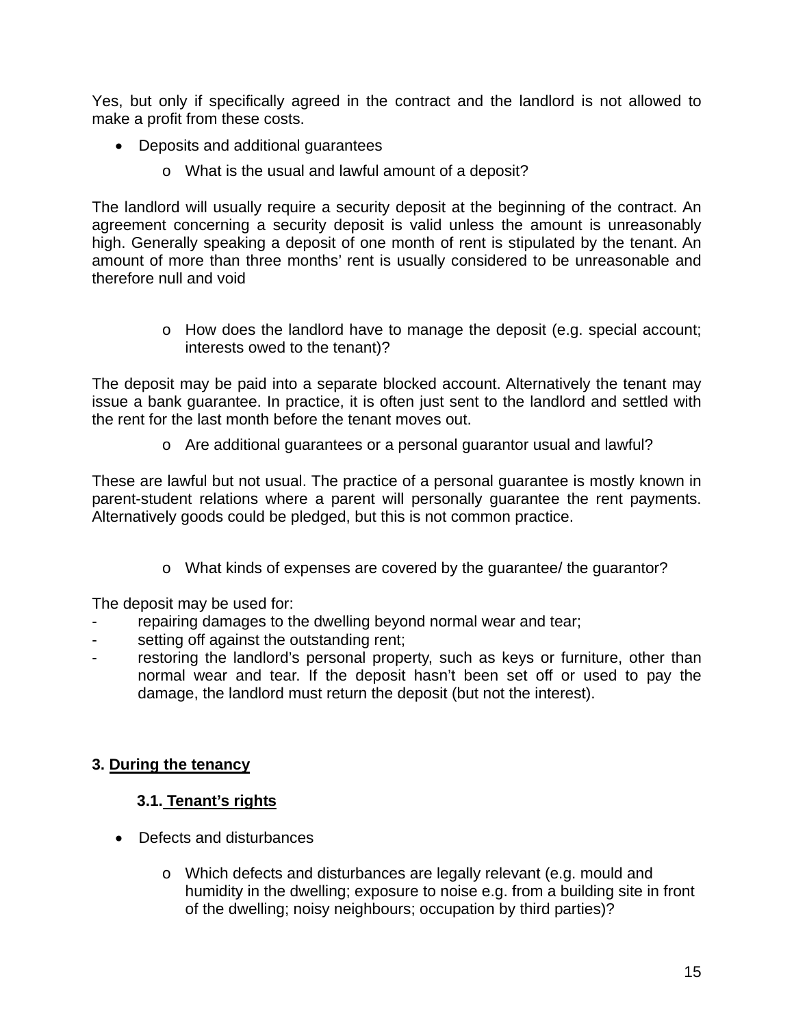Yes, but only if specifically agreed in the contract and the landlord is not allowed to make a profit from these costs.

- Deposits and additional guarantees
  - What is the usual and lawful amount of a deposit?

The landlord will usually require a security deposit at the beginning of the contract. An agreement concerning a security deposit is valid unless the amount is unreasonably high. Generally speaking a deposit of one month of rent is stipulated by the tenant. An amount of more than three months' rent is usually considered to be unreasonable and therefore null and void

  - How does the landlord have to manage the deposit (e.g. special account; interests owed to the tenant)?

The deposit may be paid into a separate blocked account. Alternatively the tenant may issue a bank guarantee. In practice, it is often just sent to the landlord and settled with the rent for the last month before the tenant moves out.

  - Are additional guarantees or a personal guarantor usual and lawful?

These are lawful but not usual. The practice of a personal guarantee is mostly known in parent-student relations where a parent will personally guarantee the rent payments. Alternatively goods could be pledged, but this is not common practice.

  - What kinds of expenses are covered by the guarantee/ the guarantor?

The deposit may be used for:

- repairing damages to the dwelling beyond normal wear and tear;
- setting off against the outstanding rent;
- restoring the landlord's personal property, such as keys or furniture, other than normal wear and tear. If the deposit hasn't been set off or used to pay the damage, the landlord must return the deposit (but not the interest).

## 3. During the tenancy

### 3.1. Tenant's rights

- Defects and disturbances
  - Which defects and disturbances are legally relevant (e.g. mould and humidity in the dwelling; exposure to noise e.g. from a building site in front of the dwelling; noisy neighbours; occupation by third parties)?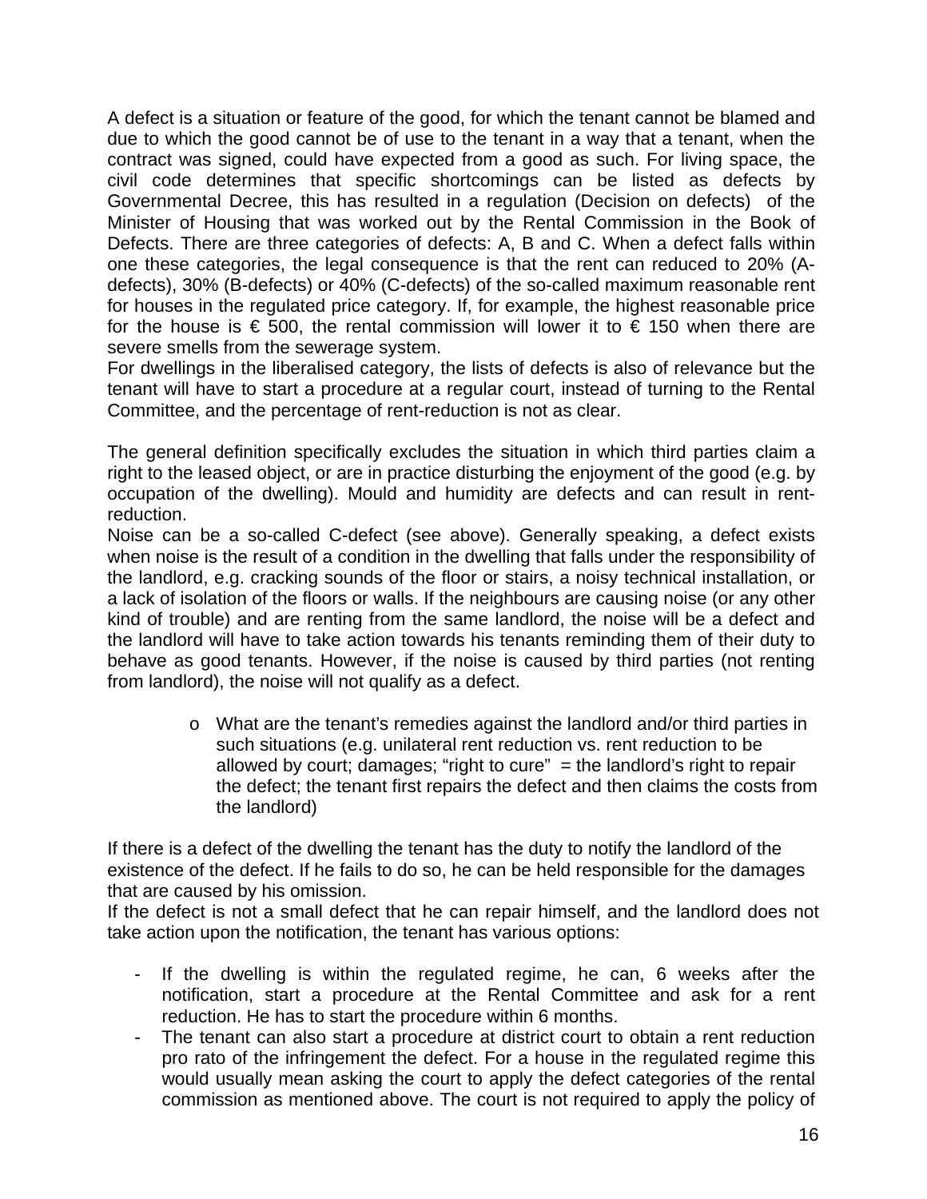A defect is a situation or feature of the good, for which the tenant cannot be blamed and due to which the good cannot be of use to the tenant in a way that a tenant, when the contract was signed, could have expected from a good as such. For living space, the civil code determines that specific shortcomings can be listed as defects by Governmental Decree, this has resulted in a regulation (Decision on defects) of the Minister of Housing that was worked out by the Rental Commission in the Book of Defects. There are three categories of defects: A, B and C. When a defect falls within one these categories, the legal consequence is that the rent can reduced to 20% (A-defects), 30% (B-defects) or 40% (C-defects) of the so-called maximum reasonable rent for houses in the regulated price category. If, for example, the highest reasonable price for the house is € 500, the rental commission will lower it to € 150 when there are severe smells from the sewerage system.
For dwellings in the liberalised category, the lists of defects is also of relevance but the tenant will have to start a procedure at a regular court, instead of turning to the Rental Committee, and the percentage of rent-reduction is not as clear.

The general definition specifically excludes the situation in which third parties claim a right to the leased object, or are in practice disturbing the enjoyment of the good (e.g. by occupation of the dwelling). Mould and humidity are defects and can result in rent-reduction.
Noise can be a so-called C-defect (see above). Generally speaking, a defect exists when noise is the result of a condition in the dwelling that falls under the responsibility of the landlord, e.g. cracking sounds of the floor or stairs, a noisy technical installation, or a lack of isolation of the floors or walls. If the neighbours are causing noise (or any other kind of trouble) and are renting from the same landlord, the noise will be a defect and the landlord will have to take action towards his tenants reminding them of their duty to behave as good tenants. However, if the noise is caused by third parties (not renting from landlord), the noise will not qualify as a defect.

- What are the tenant's remedies against the landlord and/or third parties in such situations (e.g. unilateral rent reduction vs. rent reduction to be allowed by court; damages; "right to cure" = the landlord's right to repair the defect; the tenant first repairs the defect and then claims the costs from the landlord)

If there is a defect of the dwelling the tenant has the duty to notify the landlord of the existence of the defect. If he fails to do so, he can be held responsible for the damages that are caused by his omission.
If the defect is not a small defect that he can repair himself, and the landlord does not take action upon the notification, the tenant has various options:

- If the dwelling is within the regulated regime, he can, 6 weeks after the notification, start a procedure at the Rental Committee and ask for a rent reduction. He has to start the procedure within 6 months.
- The tenant can also start a procedure at district court to obtain a rent reduction pro rato of the infringement the defect. For a house in the regulated regime this would usually mean asking the court to apply the defect categories of the rental commission as mentioned above. The court is not required to apply the policy of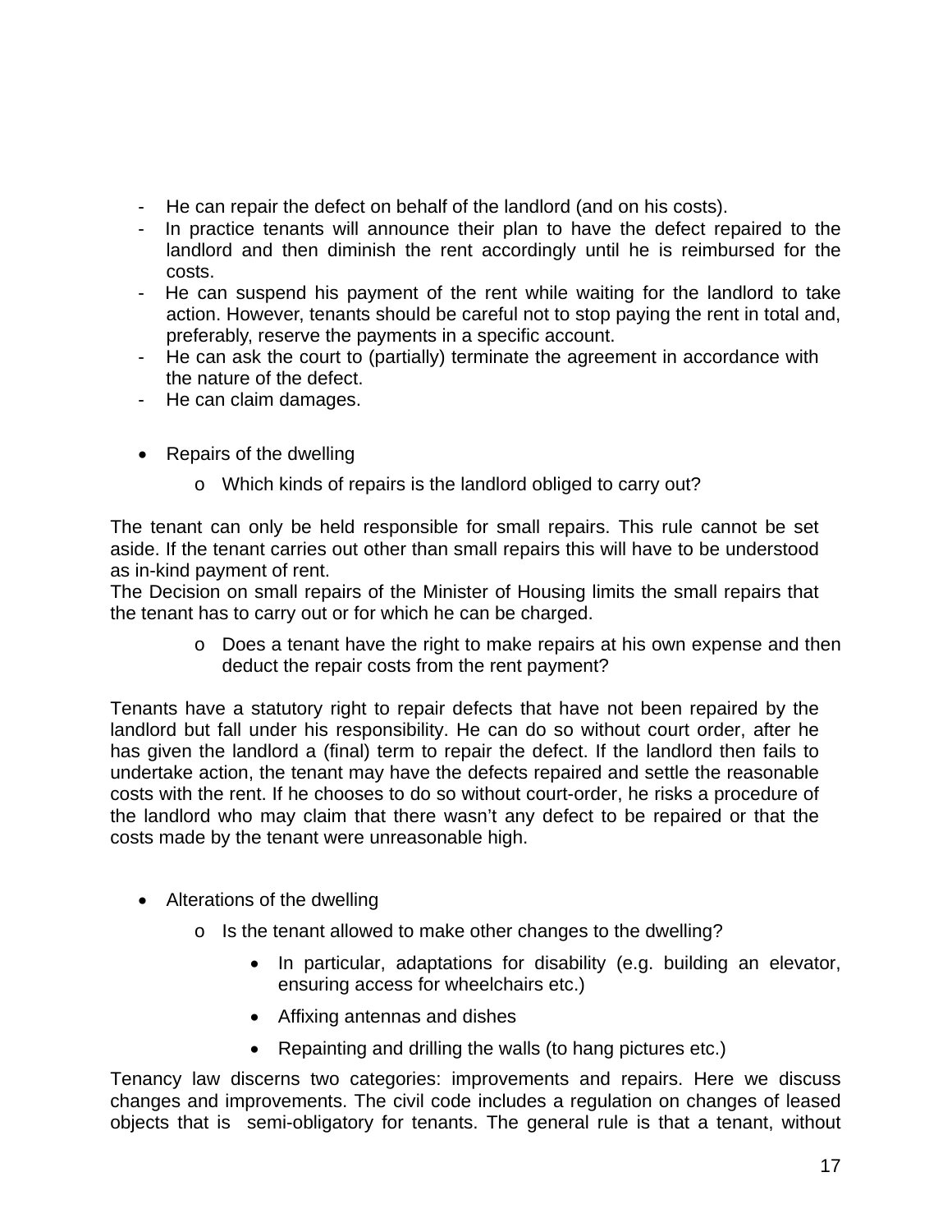- He can repair the defect on behalf of the landlord (and on his costs).
- In practice tenants will announce their plan to have the defect repaired to the landlord and then diminish the rent accordingly until he is reimbursed for the costs.
- He can suspend his payment of the rent while waiting for the landlord to take action. However, tenants should be careful not to stop paying the rent in total and, preferably, reserve the payments in a specific account.
- He can ask the court to (partially) terminate the agreement in accordance with the nature of the defect.
- He can claim damages.

- Repairs of the dwelling
  - Which kinds of repairs is the landlord obliged to carry out?

The tenant can only be held responsible for small repairs. This rule cannot be set aside. If the tenant carries out other than small repairs this will have to be understood as in-kind payment of rent.
The Decision on small repairs of the Minister of Housing limits the small repairs that the tenant has to carry out or for which he can be charged.

  - Does a tenant have the right to make repairs at his own expense and then deduct the repair costs from the rent payment?

Tenants have a statutory right to repair defects that have not been repaired by the landlord but fall under his responsibility. He can do so without court order, after he has given the landlord a (final) term to repair the defect. If the landlord then fails to undertake action, the tenant may have the defects repaired and settle the reasonable costs with the rent. If he chooses to do so without court-order, he risks a procedure of the landlord who may claim that there wasn't any defect to be repaired or that the costs made by the tenant were unreasonable high.

- Alterations of the dwelling
  - Is the tenant allowed to make other changes to the dwelling?
    - In particular, adaptations for disability (e.g. building an elevator, ensuring access for wheelchairs etc.)
    - Affixing antennas and dishes
    - Repainting and drilling the walls (to hang pictures etc.)

Tenancy law discerns two categories: improvements and repairs. Here we discuss changes and improvements. The civil code includes a regulation on changes of leased objects that is semi-obligatory for tenants. The general rule is that a tenant, without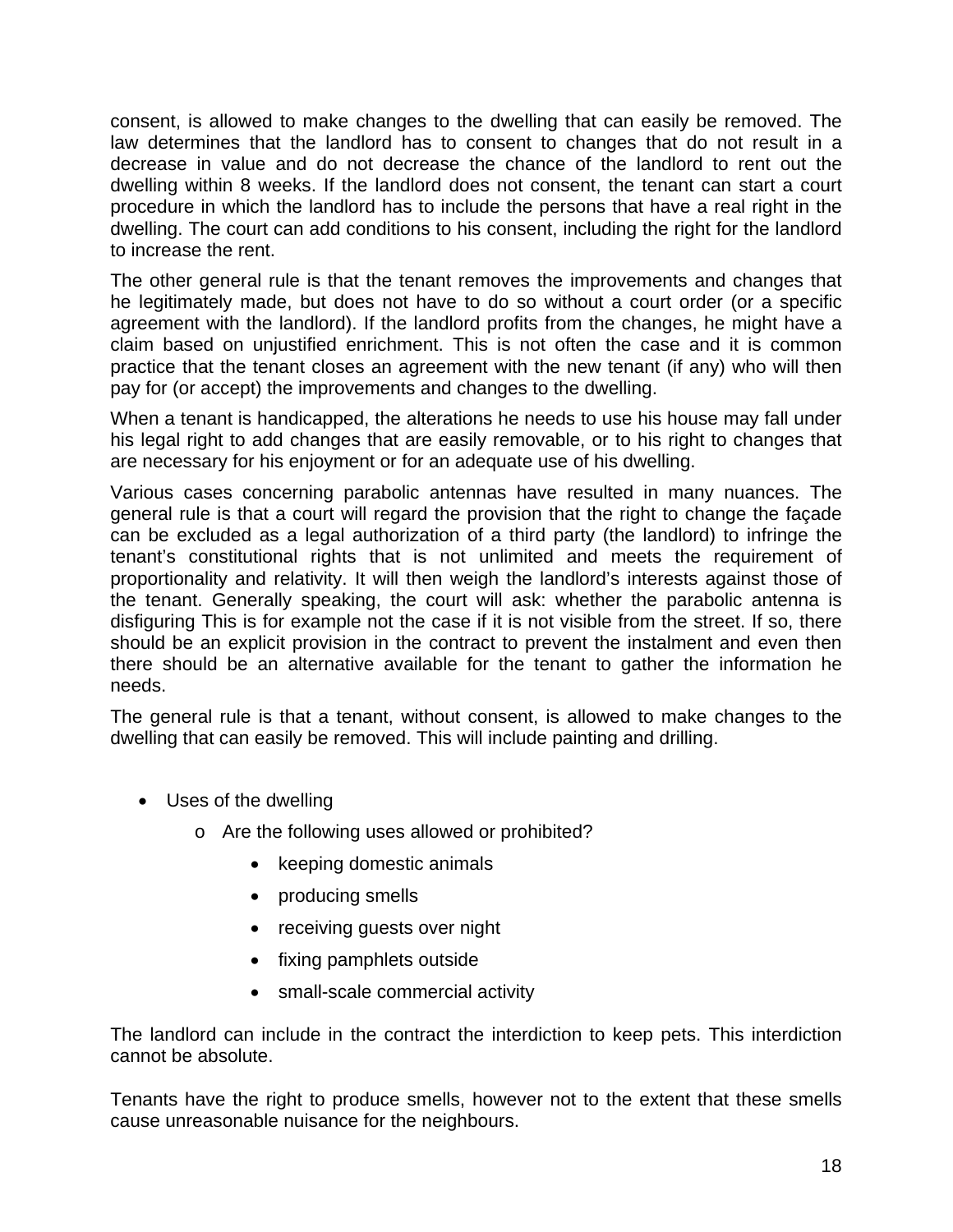consent, is allowed to make changes to the dwelling that can easily be removed. The law determines that the landlord has to consent to changes that do not result in a decrease in value and do not decrease the chance of the landlord to rent out the dwelling within 8 weeks. If the landlord does not consent, the tenant can start a court procedure in which the landlord has to include the persons that have a real right in the dwelling. The court can add conditions to his consent, including the right for the landlord to increase the rent.

The other general rule is that the tenant removes the improvements and changes that he legitimately made, but does not have to do so without a court order (or a specific agreement with the landlord). If the landlord profits from the changes, he might have a claim based on unjustified enrichment. This is not often the case and it is common practice that the tenant closes an agreement with the new tenant (if any) who will then pay for (or accept) the improvements and changes to the dwelling.

When a tenant is handicapped, the alterations he needs to use his house may fall under his legal right to add changes that are easily removable, or to his right to changes that are necessary for his enjoyment or for an adequate use of his dwelling.

Various cases concerning parabolic antennas have resulted in many nuances. The general rule is that a court will regard the provision that the right to change the façade can be excluded as a legal authorization of a third party (the landlord) to infringe the tenant's constitutional rights that is not unlimited and meets the requirement of proportionality and relativity. It will then weigh the landlord's interests against those of the tenant. Generally speaking, the court will ask: whether the parabolic antenna is disfiguring This is for example not the case if it is not visible from the street. If so, there should be an explicit provision in the contract to prevent the instalment and even then there should be an alternative available for the tenant to gather the information he needs.

The general rule is that a tenant, without consent, is allowed to make changes to the dwelling that can easily be removed. This will include painting and drilling.

- Uses of the dwelling
  - Are the following uses allowed or prohibited?
    - keeping domestic animals
    - producing smells
    - receiving guests over night
    - fixing pamphlets outside
    - small-scale commercial activity

The landlord can include in the contract the interdiction to keep pets. This interdiction cannot be absolute.

Tenants have the right to produce smells, however not to the extent that these smells cause unreasonable nuisance for the neighbours.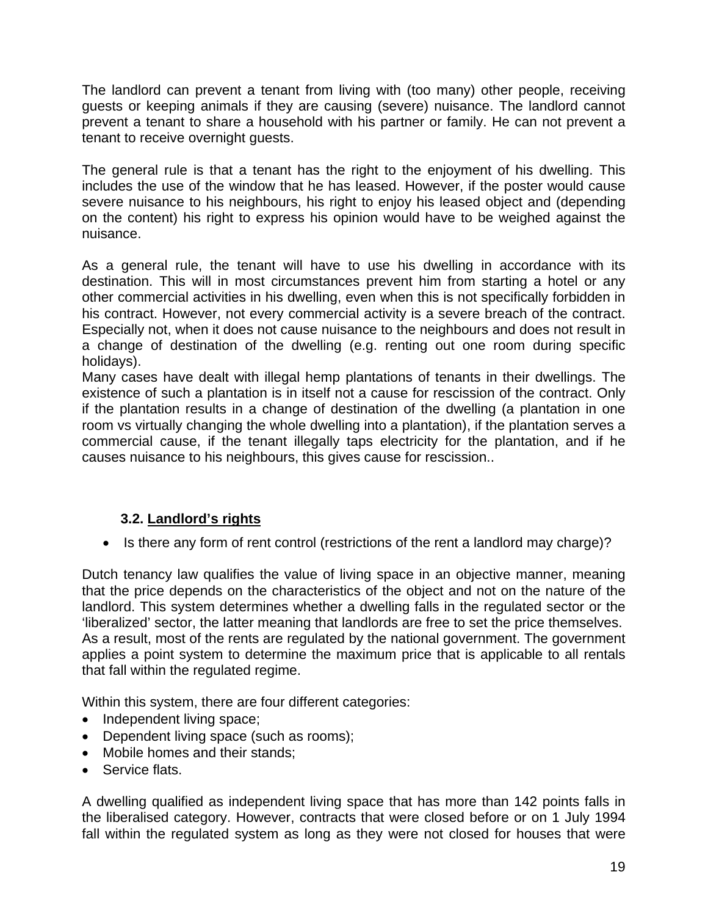The landlord can prevent a tenant from living with (too many) other people, receiving guests or keeping animals if they are causing (severe) nuisance. The landlord cannot prevent a tenant to share a household with his partner or family. He can not prevent a tenant to receive overnight guests.

The general rule is that a tenant has the right to the enjoyment of his dwelling. This includes the use of the window that he has leased. However, if the poster would cause severe nuisance to his neighbours, his right to enjoy his leased object and (depending on the content) his right to express his opinion would have to be weighed against the nuisance.

As a general rule, the tenant will have to use his dwelling in accordance with its destination. This will in most circumstances prevent him from starting a hotel or any other commercial activities in his dwelling, even when this is not specifically forbidden in his contract. However, not every commercial activity is a severe breach of the contract. Especially not, when it does not cause nuisance to the neighbours and does not result in a change of destination of the dwelling (e.g. renting out one room during specific holidays).
Many cases have dealt with illegal hemp plantations of tenants in their dwellings. The existence of such a plantation is in itself not a cause for rescission of the contract. Only if the plantation results in a change of destination of the dwelling (a plantation in one room vs virtually changing the whole dwelling into a plantation), if the plantation serves a commercial cause, if the tenant illegally taps electricity for the plantation, and if he causes nuisance to his neighbours, this gives cause for rescission..

### 3.2. Landlord's rights

- Is there any form of rent control (restrictions of the rent a landlord may charge)?

Dutch tenancy law qualifies the value of living space in an objective manner, meaning that the price depends on the characteristics of the object and not on the nature of the landlord. This system determines whether a dwelling falls in the regulated sector or the 'liberalized' sector, the latter meaning that landlords are free to set the price themselves. As a result, most of the rents are regulated by the national government. The government applies a point system to determine the maximum price that is applicable to all rentals that fall within the regulated regime.

Within this system, there are four different categories:

- Independent living space;
- Dependent living space (such as rooms);
- Mobile homes and their stands;
- Service flats.

A dwelling qualified as independent living space that has more than 142 points falls in the liberalised category. However, contracts that were closed before or on 1 July 1994 fall within the regulated system as long as they were not closed for houses that were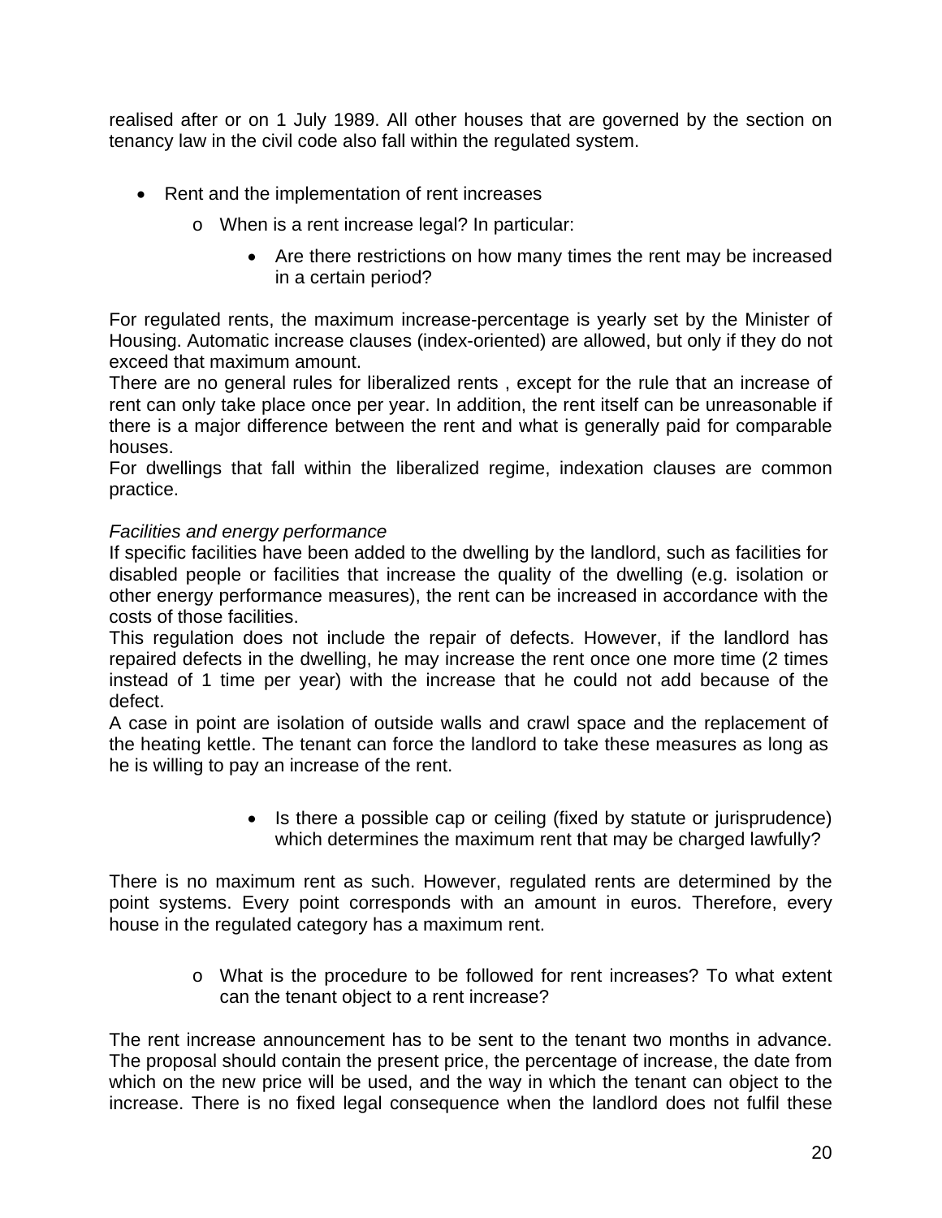realised after or on 1 July 1989. All other houses that are governed by the section on tenancy law in the civil code also fall within the regulated system.

- Rent and the implementation of rent increases
  - o When is a rent increase legal? In particular:
    - Are there restrictions on how many times the rent may be increased in a certain period?

For regulated rents, the maximum increase-percentage is yearly set by the Minister of Housing. Automatic increase clauses (index-oriented) are allowed, but only if they do not exceed that maximum amount.
There are no general rules for liberalized rents , except for the rule that an increase of rent can only take place once per year. In addition, the rent itself can be unreasonable if there is a major difference between the rent and what is generally paid for comparable houses.
For dwellings that fall within the liberalized regime, indexation clauses are common practice.

*Facilities and energy performance*
If specific facilities have been added to the dwelling by the landlord, such as facilities for disabled people or facilities that increase the quality of the dwelling (e.g. isolation or other energy performance measures), the rent can be increased in accordance with the costs of those facilities.
This regulation does not include the repair of defects. However, if the landlord has repaired defects in the dwelling, he may increase the rent once one more time (2 times instead of 1 time per year) with the increase that he could not add because of the defect.
A case in point are isolation of outside walls and crawl space and the replacement of the heating kettle. The tenant can force the landlord to take these measures as long as he is willing to pay an increase of the rent.

- Is there a possible cap or ceiling (fixed by statute or jurisprudence) which determines the maximum rent that may be charged lawfully?

There is no maximum rent as such. However, regulated rents are determined by the point systems. Every point corresponds with an amount in euros. Therefore, every house in the regulated category has a maximum rent.

- o What is the procedure to be followed for rent increases? To what extent can the tenant object to a rent increase?

The rent increase announcement has to be sent to the tenant two months in advance. The proposal should contain the present price, the percentage of increase, the date from which on the new price will be used, and the way in which the tenant can object to the increase. There is no fixed legal consequence when the landlord does not fulfil these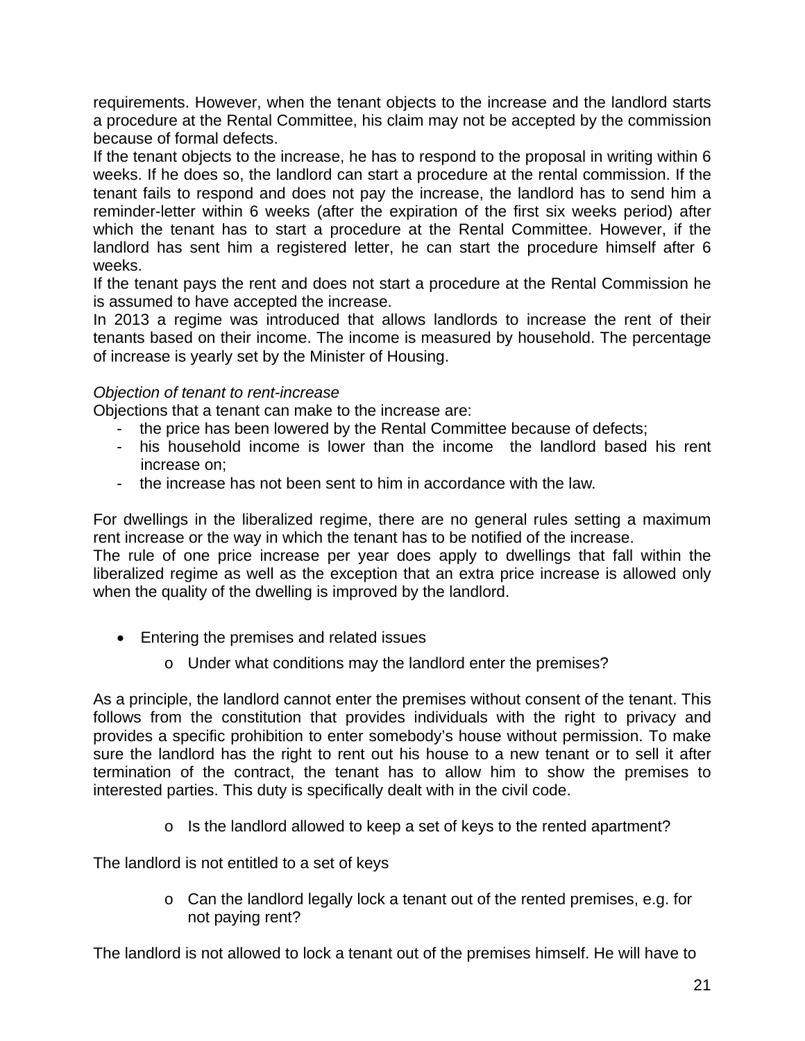requirements. However, when the tenant objects to the increase and the landlord starts a procedure at the Rental Committee, his claim may not be accepted by the commission because of formal defects.

If the tenant objects to the increase, he has to respond to the proposal in writing within 6 weeks. If he does so, the landlord can start a procedure at the rental commission. If the tenant fails to respond and does not pay the increase, the landlord has to send him a reminder-letter within 6 weeks (after the expiration of the first six weeks period) after which the tenant has to start a procedure at the Rental Committee. However, if the landlord has sent him a registered letter, he can start the procedure himself after 6 weeks.

If the tenant pays the rent and does not start a procedure at the Rental Commission he is assumed to have accepted the increase.

In 2013 a regime was introduced that allows landlords to increase the rent of their tenants based on their income. The income is measured by household. The percentage of increase is yearly set by the Minister of Housing.

*Objection of tenant to rent-increase*

Objections that a tenant can make to the increase are:

- the price has been lowered by the Rental Committee because of defects;
- his household income is lower than the income the landlord based his rent increase on;
- the increase has not been sent to him in accordance with the law.

For dwellings in the liberalized regime, there are no general rules setting a maximum rent increase or the way in which the tenant has to be notified of the increase.

The rule of one price increase per year does apply to dwellings that fall within the liberalized regime as well as the exception that an extra price increase is allowed only when the quality of the dwelling is improved by the landlord.

- Entering the premises and related issues
  - Under what conditions may the landlord enter the premises?

As a principle, the landlord cannot enter the premises without consent of the tenant. This follows from the constitution that provides individuals with the right to privacy and provides a specific prohibition to enter somebody's house without permission. To make sure the landlord has the right to rent out his house to a new tenant or to sell it after termination of the contract, the tenant has to allow him to show the premises to interested parties. This duty is specifically dealt with in the civil code.

  - Is the landlord allowed to keep a set of keys to the rented apartment?

The landlord is not entitled to a set of keys

  - Can the landlord legally lock a tenant out of the rented premises, e.g. for not paying rent?

The landlord is not allowed to lock a tenant out of the premises himself. He will have to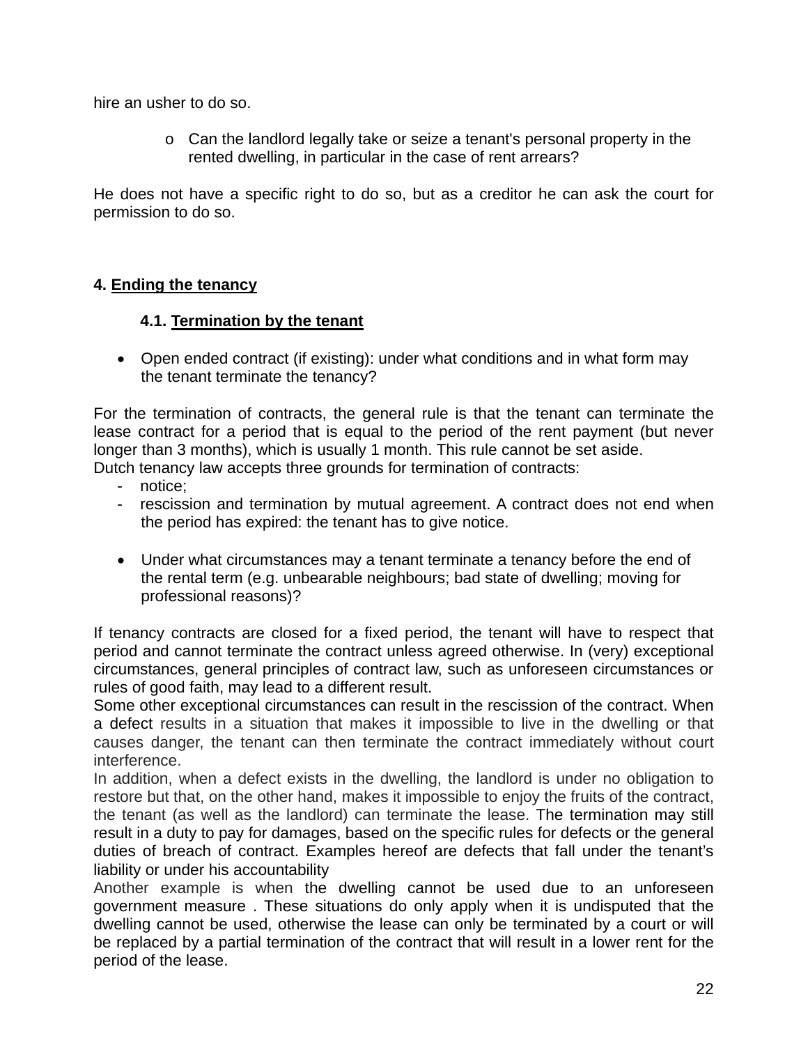hire an usher to do so.

- Can the landlord legally take or seize a tenant's personal property in the rented dwelling, in particular in the case of rent arrears?

He does not have a specific right to do so, but as a creditor he can ask the court for permission to do so.

## 4. Ending the tenancy

### 4.1. Termination by the tenant

- Open ended contract (if existing): under what conditions and in what form may the tenant terminate the tenancy?

For the termination of contracts, the general rule is that the tenant can terminate the lease contract for a period that is equal to the period of the rent payment (but never longer than 3 months), which is usually 1 month. This rule cannot be set aside.
Dutch tenancy law accepts three grounds for termination of contracts:

- notice;
- rescission and termination by mutual agreement. A contract does not end when the period has expired: the tenant has to give notice.

- Under what circumstances may a tenant terminate a tenancy before the end of the rental term (e.g. unbearable neighbours; bad state of dwelling; moving for professional reasons)?

If tenancy contracts are closed for a fixed period, the tenant will have to respect that period and cannot terminate the contract unless agreed otherwise. In (very) exceptional circumstances, general principles of contract law, such as unforeseen circumstances or rules of good faith, may lead to a different result.
Some other exceptional circumstances can result in the rescission of the contract. When a defect results in a situation that makes it impossible to live in the dwelling or that causes danger, the tenant can then terminate the contract immediately without court interference.
In addition, when a defect exists in the dwelling, the landlord is under no obligation to restore but that, on the other hand, makes it impossible to enjoy the fruits of the contract, the tenant (as well as the landlord) can terminate the lease. The termination may still result in a duty to pay for damages, based on the specific rules for defects or the general duties of breach of contract. Examples hereof are defects that fall under the tenant's liability or under his accountability
Another example is when the dwelling cannot be used due to an unforeseen government measure . These situations do only apply when it is undisputed that the dwelling cannot be used, otherwise the lease can only be terminated by a court or will be replaced by a partial termination of the contract that will result in a lower rent for the period of the lease.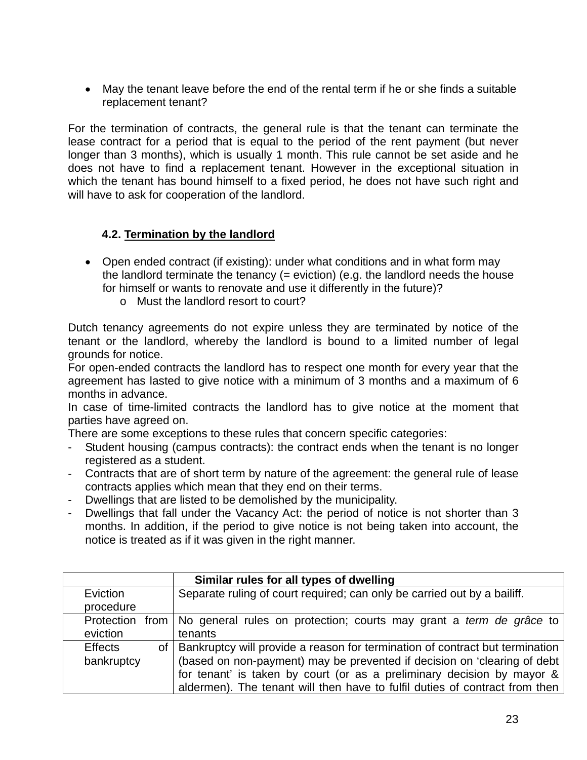- May the tenant leave before the end of the rental term if he or she finds a suitable replacement tenant?

For the termination of contracts, the general rule is that the tenant can terminate the lease contract for a period that is equal to the period of the rent payment (but never longer than 3 months), which is usually 1 month. This rule cannot be set aside and he does not have to find a replacement tenant. However in the exceptional situation in which the tenant has bound himself to a fixed period, he does not have such right and will have to ask for cooperation of the landlord.

### 4.2. Termination by the landlord

- Open ended contract (if existing): under what conditions and in what form may the landlord terminate the tenancy (= eviction) (e.g. the landlord needs the house for himself or wants to renovate and use it differently in the future)?
  - Must the landlord resort to court?

Dutch tenancy agreements do not expire unless they are terminated by notice of the tenant or the landlord, whereby the landlord is bound to a limited number of legal grounds for notice.
For open-ended contracts the landlord has to respect one month for every year that the agreement has lasted to give notice with a minimum of 3 months and a maximum of 6 months in advance.
In case of time-limited contracts the landlord has to give notice at the moment that parties have agreed on.
There are some exceptions to these rules that concern specific categories:

- Student housing (campus contracts): the contract ends when the tenant is no longer registered as a student.
- Contracts that are of short term by nature of the agreement: the general rule of lease contracts applies which mean that they end on their terms.
- Dwellings that are listed to be demolished by the municipality.
- Dwellings that fall under the Vacancy Act: the period of notice is not shorter than 3 months. In addition, if the period to give notice is not being taken into account, the notice is treated as if it was given in the right manner.

| | **Similar rules for all types of dwelling** |
|---|---|
| Eviction procedure | Separate ruling of court required; can only be carried out by a bailiff. |
| Protection from eviction | No general rules on protection; courts may grant a *term de grâce* to tenants |
| Effects of bankruptcy | Bankruptcy will provide a reason for termination of contract but termination (based on non-payment) may be prevented if decision on 'clearing of debt for tenant' is taken by court (or as a preliminary decision by mayor & aldermen). The tenant will then have to fulfil duties of contract from then |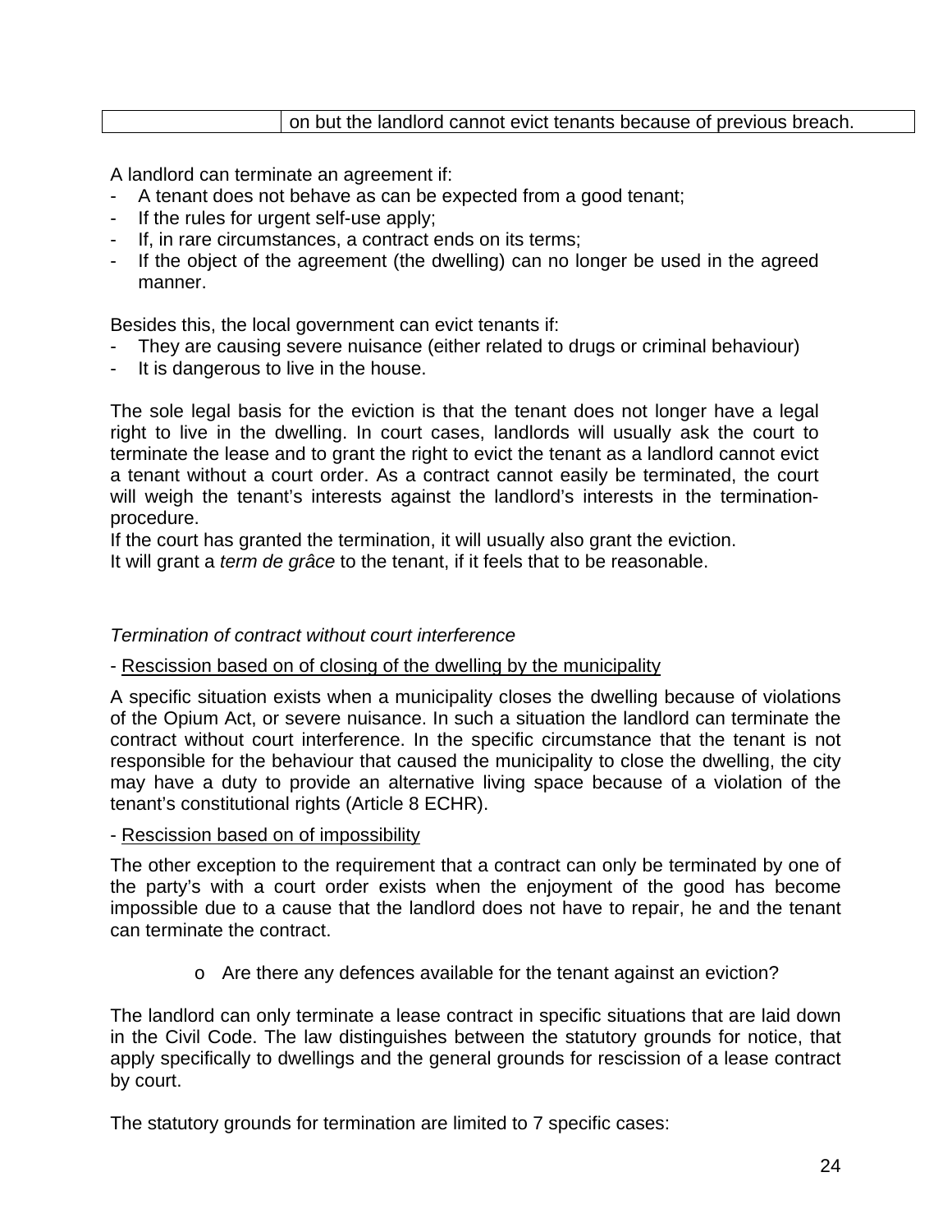|  | on but the landlord cannot evict tenants because of previous breach. |
|---|---|

A landlord can terminate an agreement if:
- A tenant does not behave as can be expected from a good tenant;
- If the rules for urgent self-use apply;
- If, in rare circumstances, a contract ends on its terms;
- If the object of the agreement (the dwelling) can no longer be used in the agreed manner.

Besides this, the local government can evict tenants if:
- They are causing severe nuisance (either related to drugs or criminal behaviour)
- It is dangerous to live in the house.

The sole legal basis for the eviction is that the tenant does not longer have a legal right to live in the dwelling. In court cases, landlords will usually ask the court to terminate the lease and to grant the right to evict the tenant as a landlord cannot evict a tenant without a court order. As a contract cannot easily be terminated, the court will weigh the tenant's interests against the landlord's interests in the termination-procedure.
If the court has granted the termination, it will usually also grant the eviction.
It will grant a *term de grâce* to the tenant, if it feels that to be reasonable.

*Termination of contract without court interference*

- <u>Rescission based on of closing of the dwelling by the municipality</u>

A specific situation exists when a municipality closes the dwelling because of violations of the Opium Act, or severe nuisance. In such a situation the landlord can terminate the contract without court interference. In the specific circumstance that the tenant is not responsible for the behaviour that caused the municipality to close the dwelling, the city may have a duty to provide an alternative living space because of a violation of the tenant's constitutional rights (Article 8 ECHR).

- <u>Rescission based on of impossibility</u>

The other exception to the requirement that a contract can only be terminated by one of the party's with a court order exists when the enjoyment of the good has become impossible due to a cause that the landlord does not have to repair, he and the tenant can terminate the contract.

- o Are there any defences available for the tenant against an eviction?

The landlord can only terminate a lease contract in specific situations that are laid down in the Civil Code. The law distinguishes between the statutory grounds for notice, that apply specifically to dwellings and the general grounds for rescission of a lease contract by court.

The statutory grounds for termination are limited to 7 specific cases: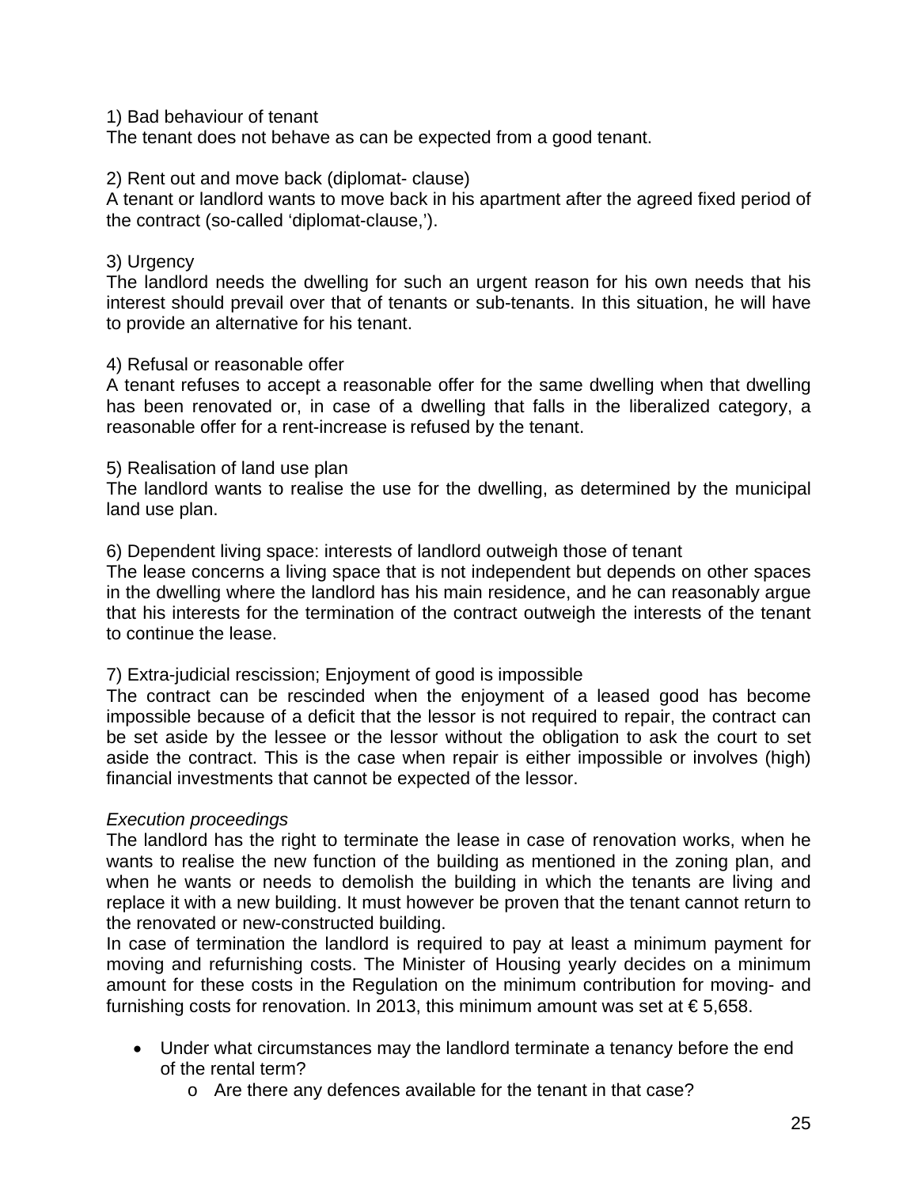1) Bad behaviour of tenant
The tenant does not behave as can be expected from a good tenant.

2) Rent out and move back (diplomat- clause)
A tenant or landlord wants to move back in his apartment after the agreed fixed period of the contract (so-called 'diplomat-clause,').

3) Urgency
The landlord needs the dwelling for such an urgent reason for his own needs that his interest should prevail over that of tenants or sub-tenants. In this situation, he will have to provide an alternative for his tenant.

4) Refusal or reasonable offer
A tenant refuses to accept a reasonable offer for the same dwelling when that dwelling has been renovated or, in case of a dwelling that falls in the liberalized category, a reasonable offer for a rent-increase is refused by the tenant.

5) Realisation of land use plan
The landlord wants to realise the use for the dwelling, as determined by the municipal land use plan.

6) Dependent living space: interests of landlord outweigh those of tenant
The lease concerns a living space that is not independent but depends on other spaces in the dwelling where the landlord has his main residence, and he can reasonably argue that his interests for the termination of the contract outweigh the interests of the tenant to continue the lease.

7) Extra-judicial rescission; Enjoyment of good is impossible
The contract can be rescinded when the enjoyment of a leased good has become impossible because of a deficit that the lessor is not required to repair, the contract can be set aside by the lessee or the lessor without the obligation to ask the court to set aside the contract. This is the case when repair is either impossible or involves (high) financial investments that cannot be expected of the lessor.

*Execution proceedings*
The landlord has the right to terminate the lease in case of renovation works, when he wants to realise the new function of the building as mentioned in the zoning plan, and when he wants or needs to demolish the building in which the tenants are living and replace it with a new building. It must however be proven that the tenant cannot return to the renovated or new-constructed building.
In case of termination the landlord is required to pay at least a minimum payment for moving and refurnishing costs. The Minister of Housing yearly decides on a minimum amount for these costs in the Regulation on the minimum contribution for moving- and furnishing costs for renovation. In 2013, this minimum amount was set at € 5,658.

- Under what circumstances may the landlord terminate a tenancy before the end of the rental term?
  - Are there any defences available for the tenant in that case?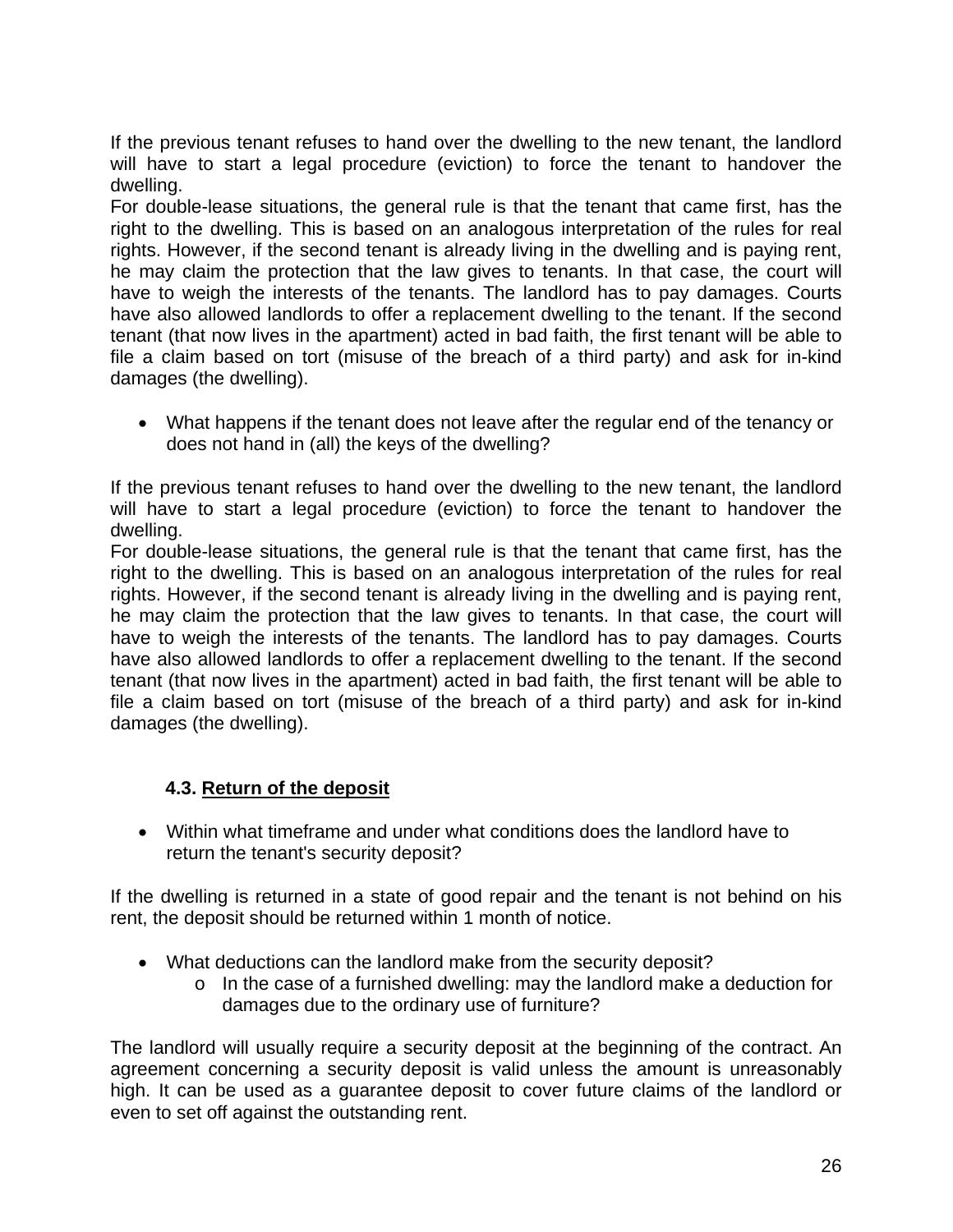If the previous tenant refuses to hand over the dwelling to the new tenant, the landlord will have to start a legal procedure (eviction) to force the tenant to handover the dwelling.
For double-lease situations, the general rule is that the tenant that came first, has the right to the dwelling. This is based on an analogous interpretation of the rules for real rights. However, if the second tenant is already living in the dwelling and is paying rent, he may claim the protection that the law gives to tenants. In that case, the court will have to weigh the interests of the tenants. The landlord has to pay damages. Courts have also allowed landlords to offer a replacement dwelling to the tenant. If the second tenant (that now lives in the apartment) acted in bad faith, the first tenant will be able to file a claim based on tort (misuse of the breach of a third party) and ask for in-kind damages (the dwelling).

- What happens if the tenant does not leave after the regular end of the tenancy or does not hand in (all) the keys of the dwelling?

If the previous tenant refuses to hand over the dwelling to the new tenant, the landlord will have to start a legal procedure (eviction) to force the tenant to handover the dwelling.
For double-lease situations, the general rule is that the tenant that came first, has the right to the dwelling. This is based on an analogous interpretation of the rules for real rights. However, if the second tenant is already living in the dwelling and is paying rent, he may claim the protection that the law gives to tenants. In that case, the court will have to weigh the interests of the tenants. The landlord has to pay damages. Courts have also allowed landlords to offer a replacement dwelling to the tenant. If the second tenant (that now lives in the apartment) acted in bad faith, the first tenant will be able to file a claim based on tort (misuse of the breach of a third party) and ask for in-kind damages (the dwelling).

### 4.3. <u>Return of the deposit</u>

- Within what timeframe and under what conditions does the landlord have to return the tenant's security deposit?

If the dwelling is returned in a state of good repair and the tenant is not behind on his rent, the deposit should be returned within 1 month of notice.

- What deductions can the landlord make from the security deposit?
  - In the case of a furnished dwelling: may the landlord make a deduction for damages due to the ordinary use of furniture?

The landlord will usually require a security deposit at the beginning of the contract. An agreement concerning a security deposit is valid unless the amount is unreasonably high. It can be used as a guarantee deposit to cover future claims of the landlord or even to set off against the outstanding rent.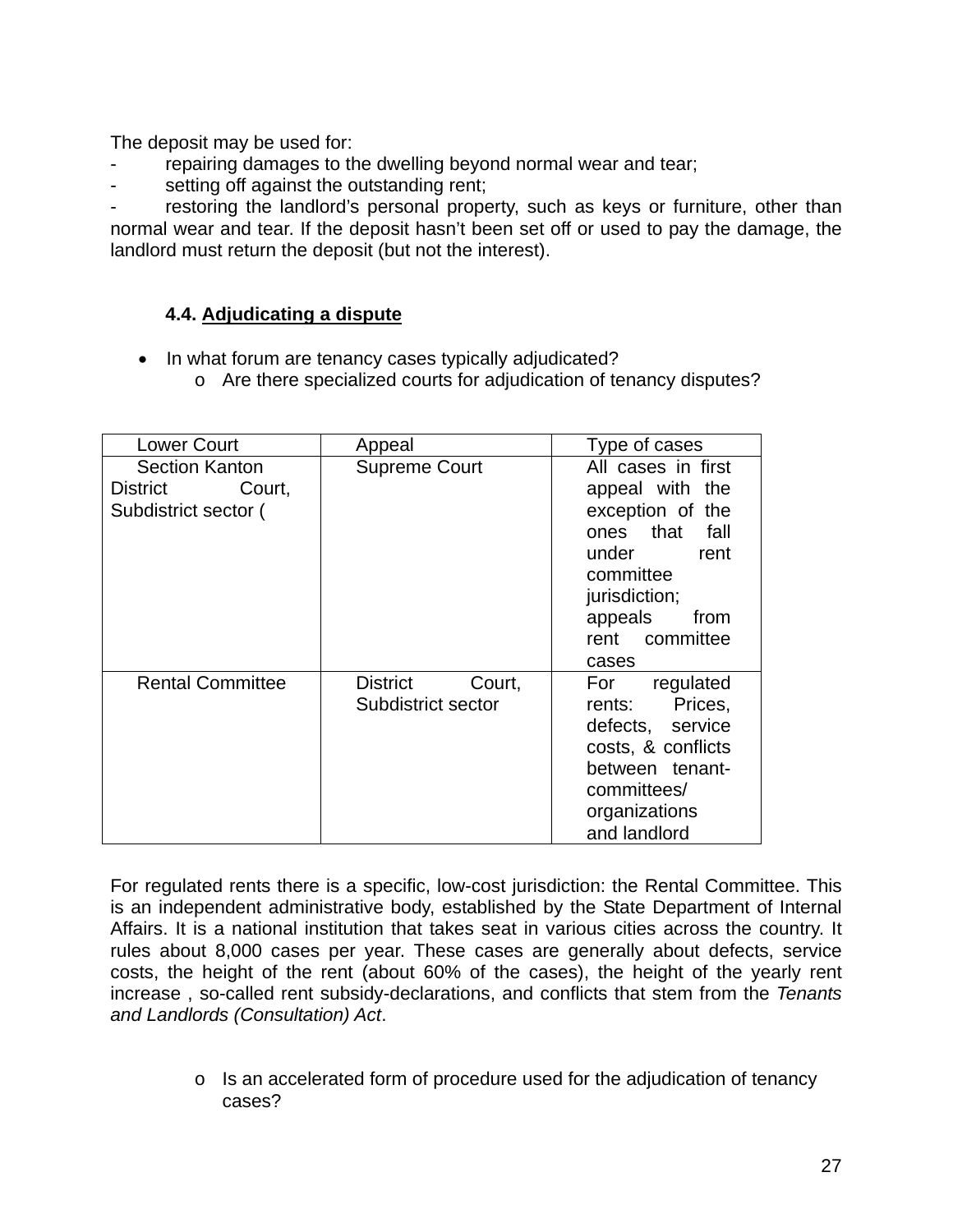The deposit may be used for:

- repairing damages to the dwelling beyond normal wear and tear;
- setting off against the outstanding rent;
- restoring the landlord's personal property, such as keys or furniture, other than normal wear and tear. If the deposit hasn't been set off or used to pay the damage, the landlord must return the deposit (but not the interest).

### 4.4. Adjudicating a dispute

- In what forum are tenancy cases typically adjudicated?
  - Are there specialized courts for adjudication of tenancy disputes?

| Lower Court | Appeal | Type of cases |
|---|---|---|
| Section Kanton District Court, Subdistrict sector ( | Supreme Court | All cases in first appeal with the exception of the ones that fall under rent committee jurisdiction; appeals from rent committee cases |
| Rental Committee | District Court, Subdistrict sector | For regulated rents: Prices, defects, service costs, & conflicts between tenant-committees/ organizations and landlord |

For regulated rents there is a specific, low-cost jurisdiction: the Rental Committee. This is an independent administrative body, established by the State Department of Internal Affairs. It is a national institution that takes seat in various cities across the country. It rules about 8,000 cases per year. These cases are generally about defects, service costs, the height of the rent (about 60% of the cases), the height of the yearly rent increase , so-called rent subsidy-declarations, and conflicts that stem from the *Tenants and Landlords (Consultation) Act*.

  - Is an accelerated form of procedure used for the adjudication of tenancy cases?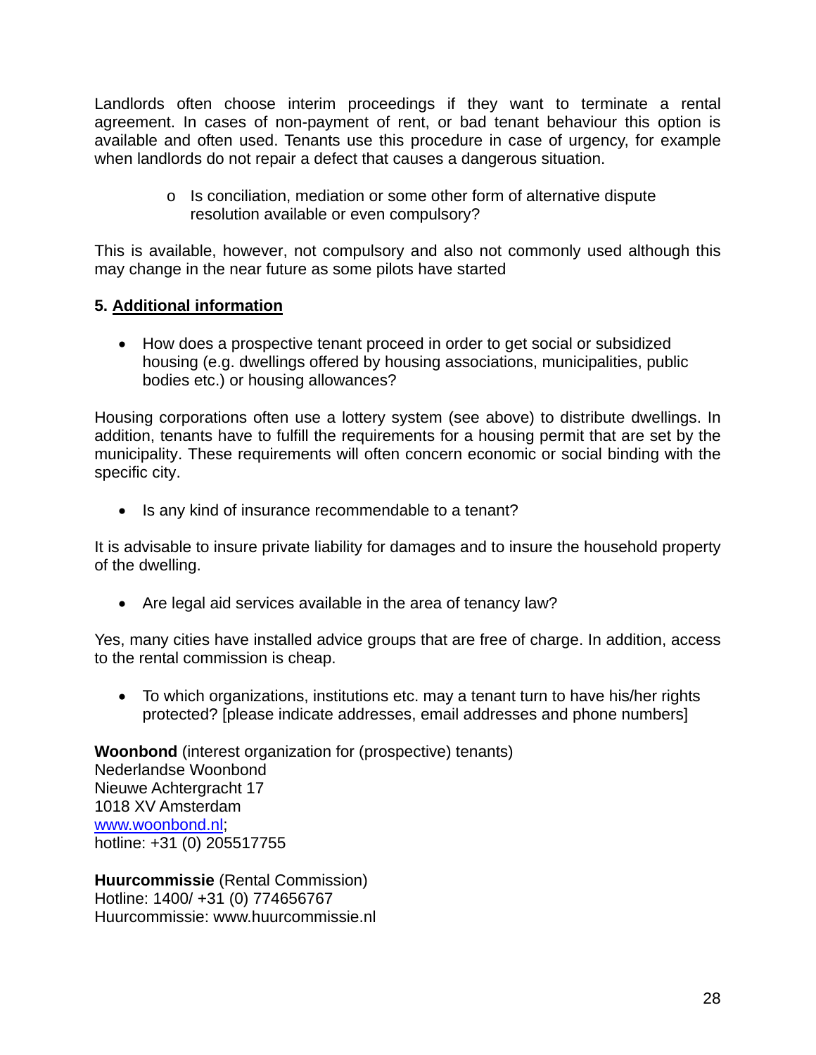Landlords often choose interim proceedings if they want to terminate a rental agreement. In cases of non-payment of rent, or bad tenant behaviour this option is available and often used. Tenants use this procedure in case of urgency, for example when landlords do not repair a defect that causes a dangerous situation.

- Is conciliation, mediation or some other form of alternative dispute resolution available or even compulsory?

This is available, however, not compulsory and also not commonly used although this may change in the near future as some pilots have started

## 5. Additional information

- How does a prospective tenant proceed in order to get social or subsidized housing (e.g. dwellings offered by housing associations, municipalities, public bodies etc.) or housing allowances?

Housing corporations often use a lottery system (see above) to distribute dwellings. In addition, tenants have to fulfill the requirements for a housing permit that are set by the municipality. These requirements will often concern economic or social binding with the specific city.

- Is any kind of insurance recommendable to a tenant?

It is advisable to insure private liability for damages and to insure the household property of the dwelling.

- Are legal aid services available in the area of tenancy law?

Yes, many cities have installed advice groups that are free of charge. In addition, access to the rental commission is cheap.

- To which organizations, institutions etc. may a tenant turn to have his/her rights protected? [please indicate addresses, email addresses and phone numbers]

**Woonbond** (interest organization for (prospective) tenants)
Nederlandse Woonbond
Nieuwe Achtergracht 17
1018 XV Amsterdam
www.woonbond.nl;
hotline: +31 (0) 205517755

**Huurcommissie** (Rental Commission)
Hotline: 1400/ +31 (0) 774656767
Huurcommissie: www.huurcommissie.nl